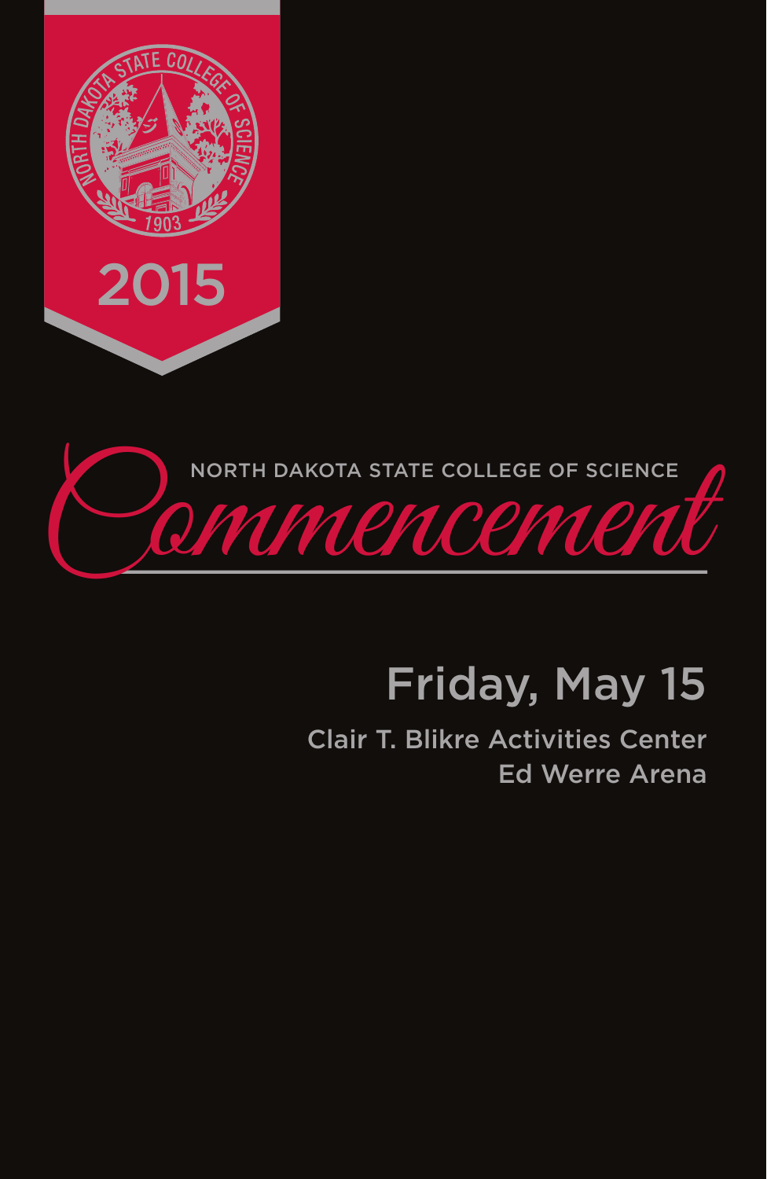NORTH DAKOTA STATE COLLEGE OF SCIENCE

1903

2015

NORTH DAKOTA STATE COLLEGE OF SCIENCE

# Commencement

## Friday, May 15

Clair T. Blikre Activities Center
Ed Werre Arena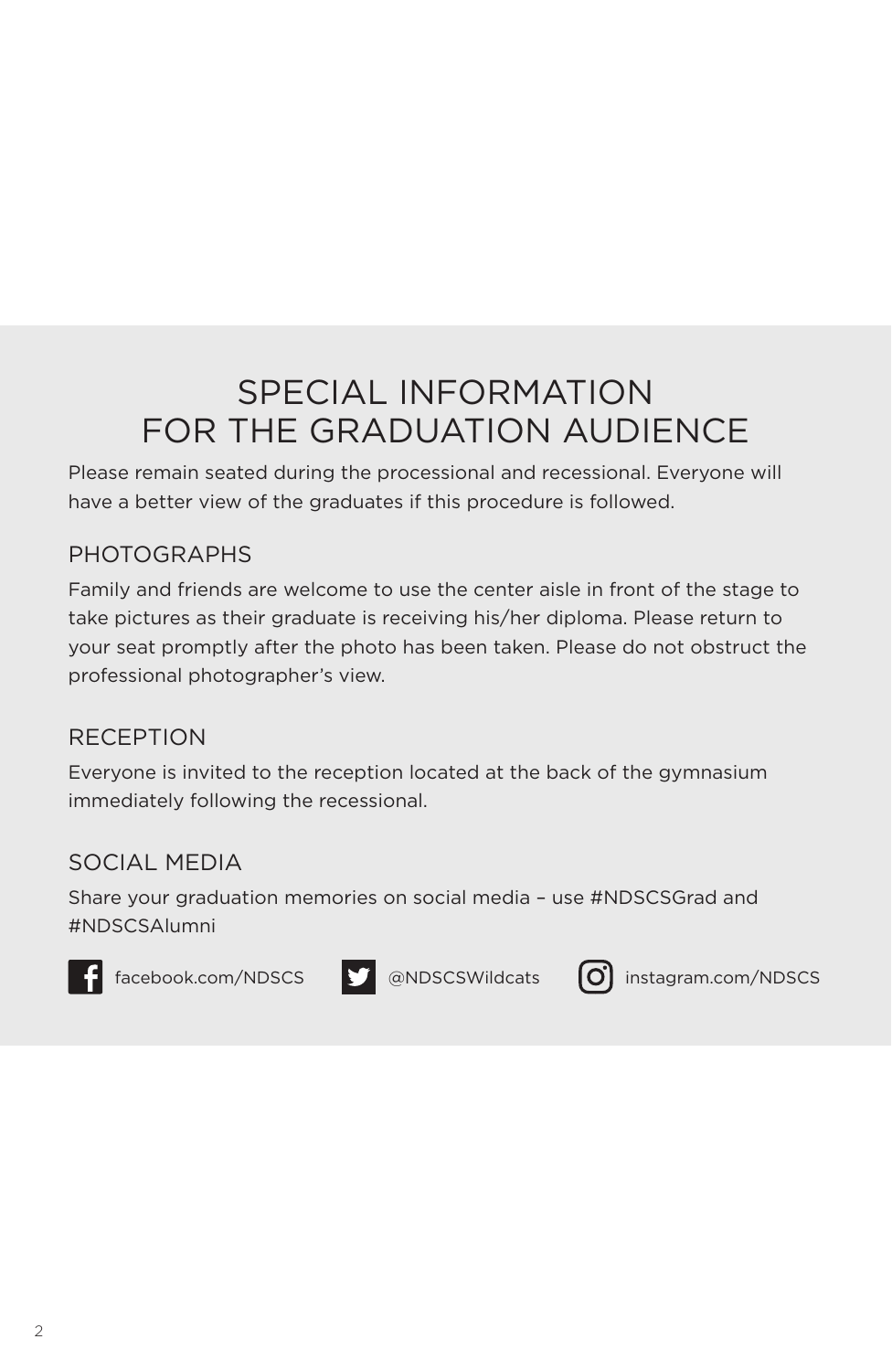# SPECIAL INFORMATION FOR THE GRADUATION AUDIENCE

Please remain seated during the processional and recessional. Everyone will have a better view of the graduates if this procedure is followed.

## PHOTOGRAPHS

Family and friends are welcome to use the center aisle in front of the stage to take pictures as their graduate is receiving his/her diploma. Please return to your seat promptly after the photo has been taken. Please do not obstruct the professional photographer's view.

## RECEPTION

Everyone is invited to the reception located at the back of the gymnasium immediately following the recessional.

## SOCIAL MEDIA

Share your graduation memories on social media – use #NDSCSGrad and #NDSCSAlumni

facebook.com/NDSCS @NDSCSWildcats instagram.com/NDSCS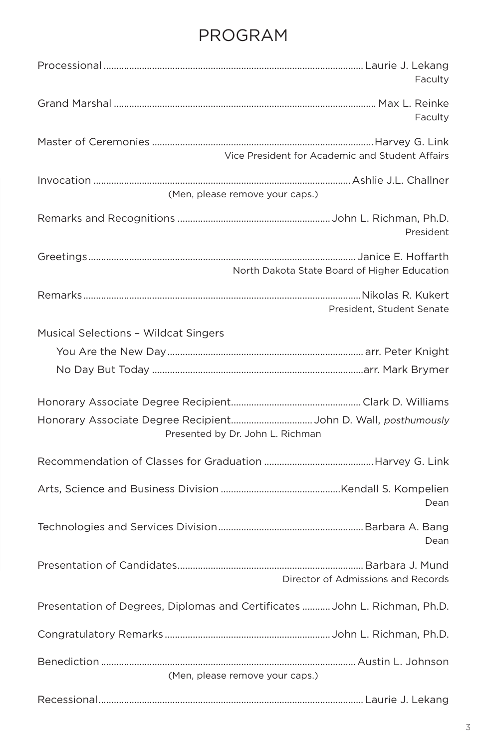# PROGRAM

Processional .................................................................................................... Laurie J. Lekang
Faculty

Grand Marshal .................................................................................................... Max L. Reinke
Faculty

Master of Ceremonies .................................................................................... Harvey G. Link
Vice President for Academic and Student Affairs

Invocation .................................................................................................. Ashlie J.L. Challner
(Men, please remove your caps.)

Remarks and Recognitions ........................................................... John L. Richman, Ph.D.
President

Greetings ...................................................................................................... Janice E. Hoffarth
North Dakota State Board of Higher Education

Remarks .......................................................................................................... Nikolas R. Kukert
President, Student Senate

Musical Selections – Wildcat Singers

- You Are the New Day ........................................................................... arr. Peter Knight
- No Day But Today .................................................................................. arr. Mark Brymer

Honorary Associate Degree Recipient.................................................. Clark D. Williams

Honorary Associate Degree Recipient............................... John D. Wall, *posthumously*
Presented by Dr. John L. Richman

Recommendation of Classes for Graduation .......................................... Harvey G. Link

Arts, Science and Business Division .............................................. Kendall S. Kompelien
Dean

Technologies and Services Division ........................................................ Barbara A. Bang
Dean

Presentation of Candidates ........................................................................ Barbara J. Mund
Director of Admissions and Records

Presentation of Degrees, Diplomas and Certificates ........... John L. Richman, Ph.D.

Congratulatory Remarks ................................................................ John L. Richman, Ph.D.

Benediction .................................................................................................. Austin L. Johnson
(Men, please remove your caps.)

Recessional ..................................................................................................... Laurie J. Lekang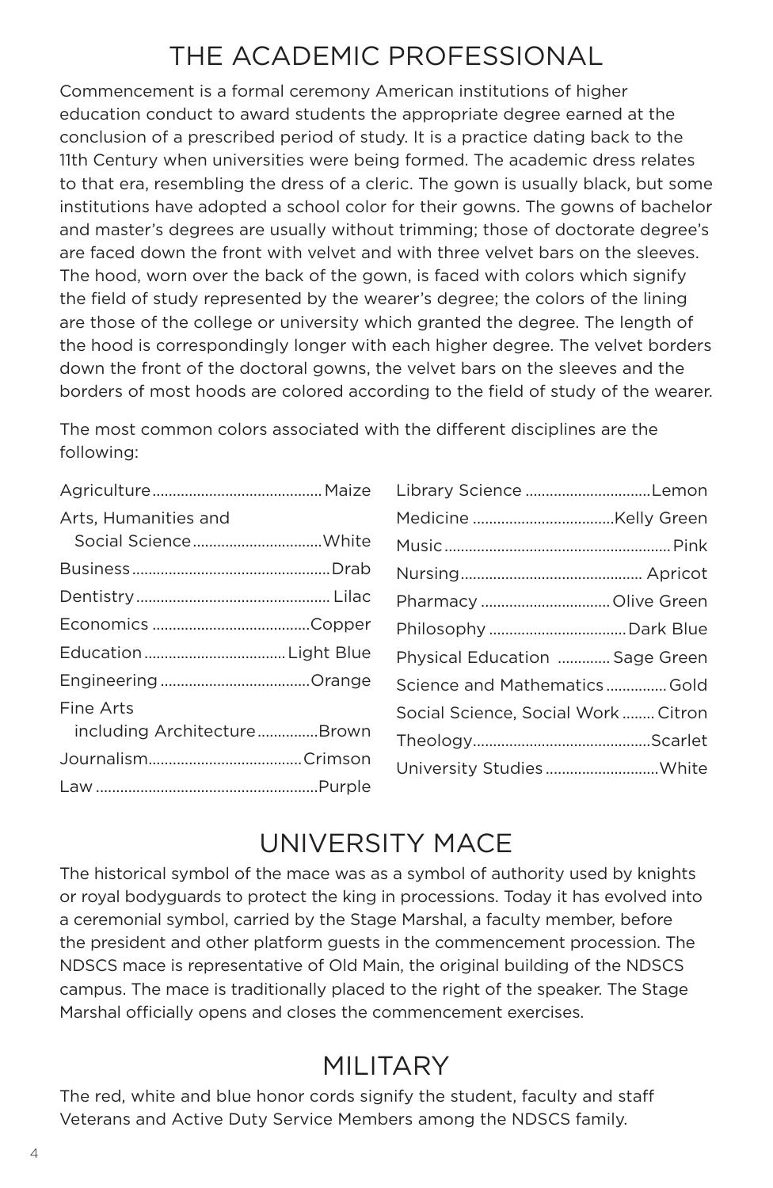# THE ACADEMIC PROFESSIONAL

Commencement is a formal ceremony American institutions of higher education conduct to award students the appropriate degree earned at the conclusion of a prescribed period of study. It is a practice dating back to the 11th Century when universities were being formed. The academic dress relates to that era, resembling the dress of a cleric. The gown is usually black, but some institutions have adopted a school color for their gowns. The gowns of bachelor and master's degrees are usually without trimming; those of doctorate degree's are faced down the front with velvet and with three velvet bars on the sleeves. The hood, worn over the back of the gown, is faced with colors which signify the field of study represented by the wearer's degree; the colors of the lining are those of the college or university which granted the degree. The length of the hood is correspondingly longer with each higher degree. The velvet borders down the front of the doctoral gowns, the velvet bars on the sleeves and the borders of most hoods are colored according to the field of study of the wearer.

The most common colors associated with the different disciplines are the following:

| Discipline | Color |
|---|---|
| Agriculture | Maize |
| Arts, Humanities and Social Science | White |
| Business | Drab |
| Dentistry | Lilac |
| Economics | Copper |
| Education | Light Blue |
| Engineering | Orange |
| Fine Arts including Architecture | Brown |
| Journalism | Crimson |
| Law | Purple |
| Library Science | Lemon |
| Medicine | Kelly Green |
| Music | Pink |
| Nursing | Apricot |
| Pharmacy | Olive Green |
| Philosophy | Dark Blue |
| Physical Education | Sage Green |
| Science and Mathematics | Gold |
| Social Science, Social Work | Citron |
| Theology | Scarlet |
| University Studies | White |

# UNIVERSITY MACE

The historical symbol of the mace was as a symbol of authority used by knights or royal bodyguards to protect the king in processions. Today it has evolved into a ceremonial symbol, carried by the Stage Marshal, a faculty member, before the president and other platform guests in the commencement procession. The NDSCS mace is representative of Old Main, the original building of the NDSCS campus. The mace is traditionally placed to the right of the speaker. The Stage Marshal officially opens and closes the commencement exercises.

# MILITARY

The red, white and blue honor cords signify the student, faculty and staff Veterans and Active Duty Service Members among the NDSCS family.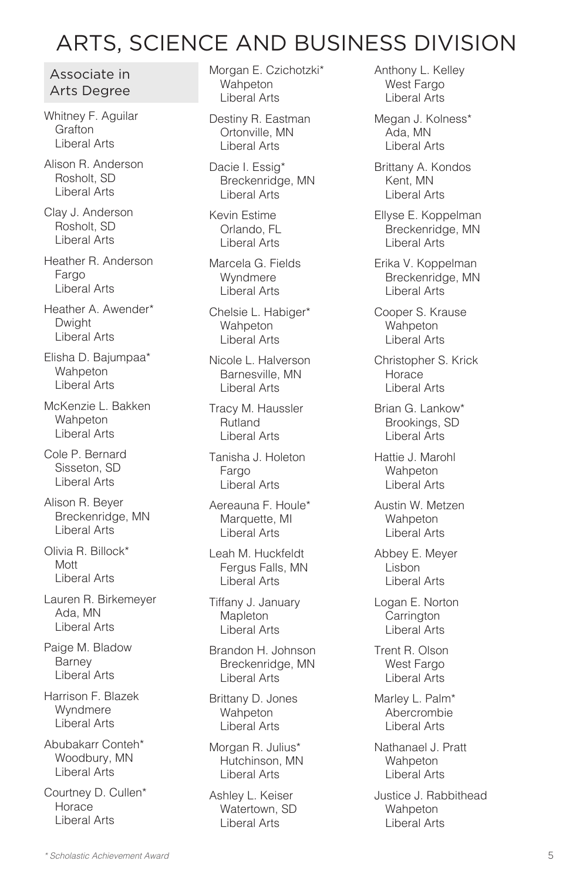# ARTS, SCIENCE AND BUSINESS DIVISION

## Associate in Arts Degree

Whitney F. Aguilar
Grafton
Liberal Arts

Alison R. Anderson
Rosholt, SD
Liberal Arts

Clay J. Anderson
Rosholt, SD
Liberal Arts

Heather R. Anderson
Fargo
Liberal Arts

Heather A. Awender*
Dwight
Liberal Arts

Elisha D. Bajumpaa*
Wahpeton
Liberal Arts

McKenzie L. Bakken
Wahpeton
Liberal Arts

Cole P. Bernard
Sisseton, SD
Liberal Arts

Alison R. Beyer
Breckenridge, MN
Liberal Arts

Olivia R. Billock*
Mott
Liberal Arts

Lauren R. Birkemeyer
Ada, MN
Liberal Arts

Paige M. Bladow
Barney
Liberal Arts

Harrison F. Blazek
Wyndmere
Liberal Arts

Abubakarr Conteh*
Woodbury, MN
Liberal Arts

Courtney D. Cullen*
Horace
Liberal Arts

Morgan E. Czichotzki*
Wahpeton
Liberal Arts

Destiny R. Eastman
Ortonville, MN
Liberal Arts

Dacie I. Essig*
Breckenridge, MN
Liberal Arts

Kevin Estime
Orlando, FL
Liberal Arts

Marcela G. Fields
Wyndmere
Liberal Arts

Chelsie L. Habiger*
Wahpeton
Liberal Arts

Nicole L. Halverson
Barnesville, MN
Liberal Arts

Tracy M. Haussler
Rutland
Liberal Arts

Tanisha J. Holeton
Fargo
Liberal Arts

Aereauna F. Houle*
Marquette, MI
Liberal Arts

Leah M. Huckfeldt
Fergus Falls, MN
Liberal Arts

Tiffany J. January
Mapleton
Liberal Arts

Brandon H. Johnson
Breckenridge, MN
Liberal Arts

Brittany D. Jones
Wahpeton
Liberal Arts

Morgan R. Julius*
Hutchinson, MN
Liberal Arts

Ashley L. Keiser
Watertown, SD
Liberal Arts

Anthony L. Kelley
West Fargo
Liberal Arts

Megan J. Kolness*
Ada, MN
Liberal Arts

Brittany A. Kondos
Kent, MN
Liberal Arts

Ellyse E. Koppelman
Breckenridge, MN
Liberal Arts

Erika V. Koppelman
Breckenridge, MN
Liberal Arts

Cooper S. Krause
Wahpeton
Liberal Arts

Christopher S. Krick
Horace
Liberal Arts

Brian G. Lankow*
Brookings, SD
Liberal Arts

Hattie J. Marohl
Wahpeton
Liberal Arts

Austin W. Metzen
Wahpeton
Liberal Arts

Abbey E. Meyer
Lisbon
Liberal Arts

Logan E. Norton
Carrington
Liberal Arts

Trent R. Olson
West Fargo
Liberal Arts

Marley L. Palm*
Abercrombie
Liberal Arts

Nathanael J. Pratt
Wahpeton
Liberal Arts

Justice J. Rabbithead
Wahpeton
Liberal Arts

*\* Scholastic Achievement Award*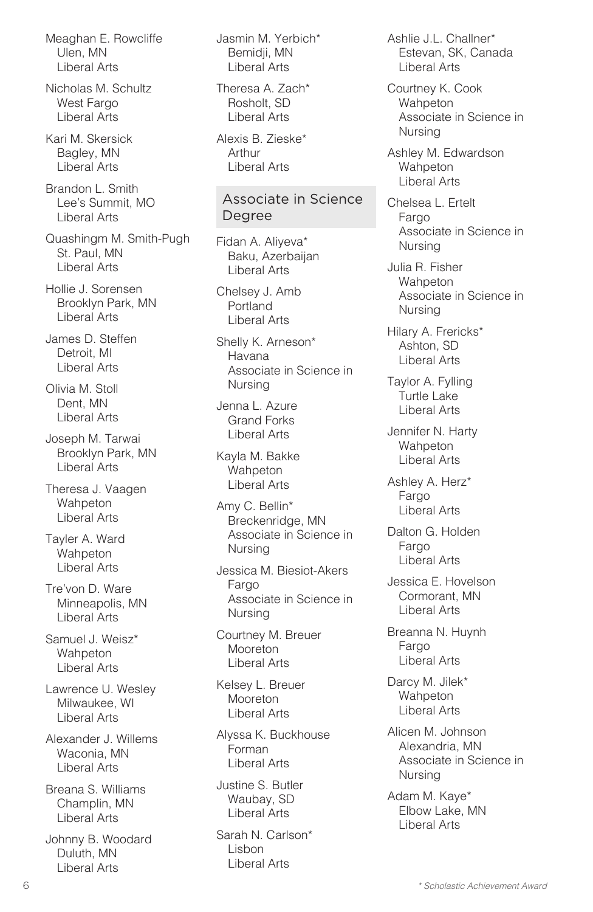Meaghan E. Rowcliffe
Ulen, MN
Liberal Arts

Nicholas M. Schultz
West Fargo
Liberal Arts

Kari M. Skersick
Bagley, MN
Liberal Arts

Brandon L. Smith
Lee's Summit, MO
Liberal Arts

Quashingm M. Smith-Pugh
St. Paul, MN
Liberal Arts

Hollie J. Sorensen
Brooklyn Park, MN
Liberal Arts

James D. Steffen
Detroit, MI
Liberal Arts

Olivia M. Stoll
Dent, MN
Liberal Arts

Joseph M. Tarwai
Brooklyn Park, MN
Liberal Arts

Theresa J. Vaagen
Wahpeton
Liberal Arts

Tayler A. Ward
Wahpeton
Liberal Arts

Tre'von D. Ware
Minneapolis, MN
Liberal Arts

Samuel J. Weisz*
Wahpeton
Liberal Arts

Lawrence U. Wesley
Milwaukee, WI
Liberal Arts

Alexander J. Willems
Waconia, MN
Liberal Arts

Breana S. Williams
Champlin, MN
Liberal Arts

Johnny B. Woodard
Duluth, MN
Liberal Arts

Jasmin M. Yerbich*
Bemidji, MN
Liberal Arts

Theresa A. Zach*
Rosholt, SD
Liberal Arts

Alexis B. Zieske*
Arthur
Liberal Arts

## Associate in Science Degree

Fidan A. Aliyeva*
Baku, Azerbaijan
Liberal Arts

Chelsey J. Amb
Portland
Liberal Arts

Shelly K. Arneson*
Havana
Associate in Science in Nursing

Jenna L. Azure
Grand Forks
Liberal Arts

Kayla M. Bakke
Wahpeton
Liberal Arts

Amy C. Bellin*
Breckenridge, MN
Associate in Science in Nursing

Jessica M. Biesiot-Akers
Fargo
Associate in Science in Nursing

Courtney M. Breuer
Mooreton
Liberal Arts

Kelsey L. Breuer
Mooreton
Liberal Arts

Alyssa K. Buckhouse
Forman
Liberal Arts

Justine S. Butler
Waubay, SD
Liberal Arts

Sarah N. Carlson*
Lisbon
Liberal Arts

Ashlie J.L. Challner*
Estevan, SK, Canada
Liberal Arts

Courtney K. Cook
Wahpeton
Associate in Science in Nursing

Ashley M. Edwardson
Wahpeton
Liberal Arts

Chelsea L. Ertelt
Fargo
Associate in Science in Nursing

Julia R. Fisher
Wahpeton
Associate in Science in Nursing

Hilary A. Frericks*
Ashton, SD
Liberal Arts

Taylor A. Fylling
Turtle Lake
Liberal Arts

Jennifer N. Harty
Wahpeton
Liberal Arts

Ashley A. Herz*
Fargo
Liberal Arts

Dalton G. Holden
Fargo
Liberal Arts

Jessica E. Hovelson
Cormorant, MN
Liberal Arts

Breanna N. Huynh
Fargo
Liberal Arts

Darcy M. Jilek*
Wahpeton
Liberal Arts

Alicen M. Johnson
Alexandria, MN
Associate in Science in Nursing

Adam M. Kaye*
Elbow Lake, MN
Liberal Arts

*\* Scholastic Achievement Award*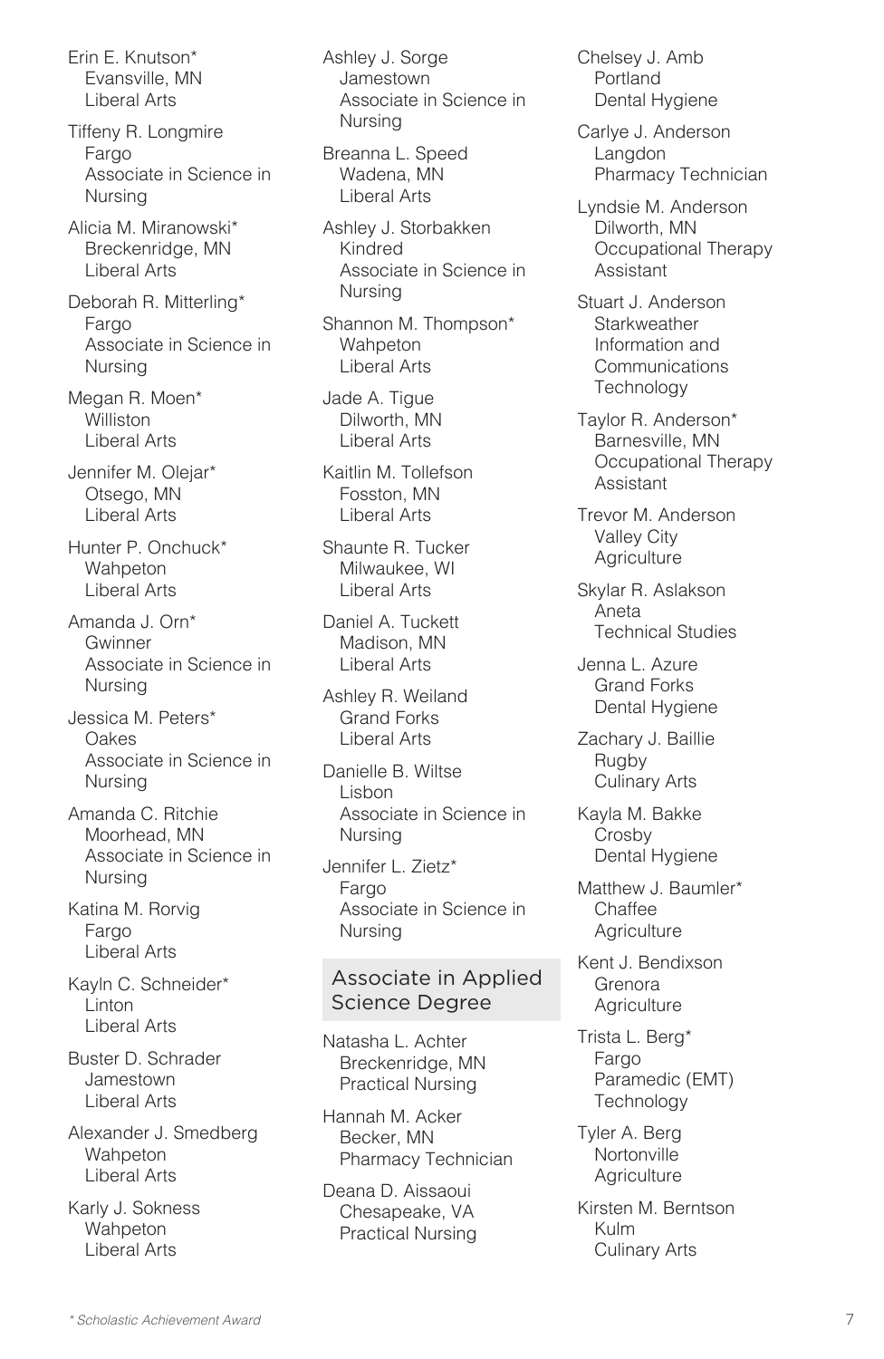Erin E. Knutson*
Evansville, MN
Liberal Arts

Tiffeny R. Longmire
Fargo
Associate in Science in Nursing

Alicia M. Miranowski*
Breckenridge, MN
Liberal Arts

Deborah R. Mitterling*
Fargo
Associate in Science in Nursing

Megan R. Moen*
Williston
Liberal Arts

Jennifer M. Olejar*
Otsego, MN
Liberal Arts

Hunter P. Onchuck*
Wahpeton
Liberal Arts

Amanda J. Orn*
Gwinner
Associate in Science in Nursing

Jessica M. Peters*
Oakes
Associate in Science in Nursing

Amanda C. Ritchie
Moorhead, MN
Associate in Science in Nursing

Katina M. Rorvig
Fargo
Liberal Arts

Kayln C. Schneider*
Linton
Liberal Arts

Buster D. Schrader
Jamestown
Liberal Arts

Alexander J. Smedberg
Wahpeton
Liberal Arts

Karly J. Sokness
Wahpeton
Liberal Arts

Ashley J. Sorge
Jamestown
Associate in Science in Nursing

Breanna L. Speed
Wadena, MN
Liberal Arts

Ashley J. Storbakken
Kindred
Associate in Science in Nursing

Shannon M. Thompson*
Wahpeton
Liberal Arts

Jade A. Tigue
Dilworth, MN
Liberal Arts

Kaitlin M. Tollefson
Fosston, MN
Liberal Arts

Shaunte R. Tucker
Milwaukee, WI
Liberal Arts

Daniel A. Tuckett
Madison, MN
Liberal Arts

Ashley R. Weiland
Grand Forks
Liberal Arts

Danielle B. Wiltse
Lisbon
Associate in Science in Nursing

Jennifer L. Zietz*
Fargo
Associate in Science in Nursing

## Associate in Applied Science Degree

Natasha L. Achter
Breckenridge, MN
Practical Nursing

Hannah M. Acker
Becker, MN
Pharmacy Technician

Deana D. Aissaoui
Chesapeake, VA
Practical Nursing

Chelsey J. Amb
Portland
Dental Hygiene

Carlye J. Anderson
Langdon
Pharmacy Technician

Lyndsie M. Anderson
Dilworth, MN
Occupational Therapy Assistant

Stuart J. Anderson
Starkweather
Information and Communications Technology

Taylor R. Anderson*
Barnesville, MN
Occupational Therapy Assistant

Trevor M. Anderson
Valley City
Agriculture

Skylar R. Aslakson
Aneta
Technical Studies

Jenna L. Azure
Grand Forks
Dental Hygiene

Zachary J. Baillie
Rugby
Culinary Arts

Kayla M. Bakke
Crosby
Dental Hygiene

Matthew J. Baumler*
Chaffee
Agriculture

Kent J. Bendixson
Grenora
Agriculture

Trista L. Berg*
Fargo
Paramedic (EMT) Technology

Tyler A. Berg
Nortonville
Agriculture

Kirsten M. Berntson
Kulm
Culinary Arts

*\* Scholastic Achievement Award*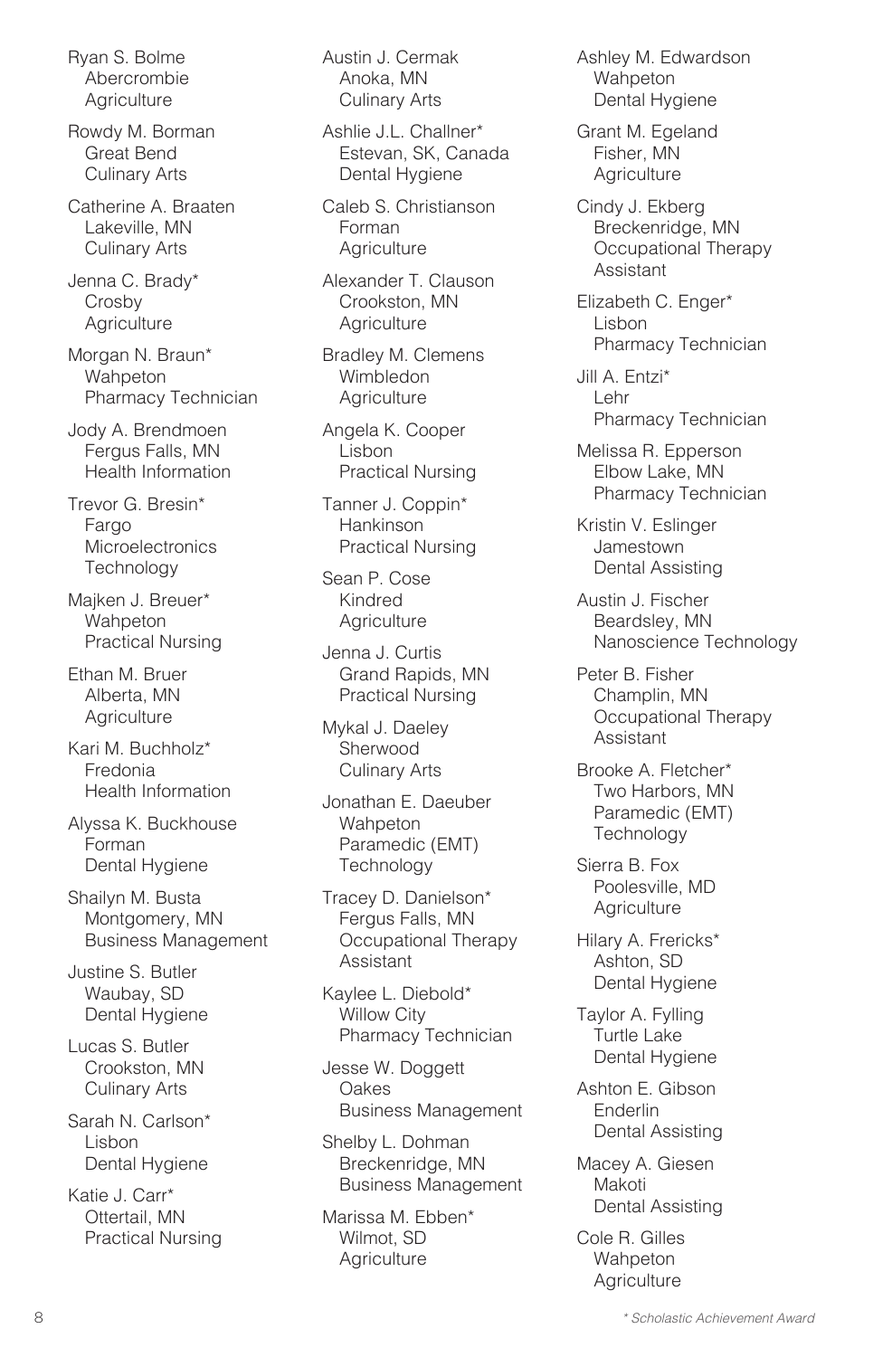Ryan S. Bolme
Abercrombie
Agriculture

Rowdy M. Borman
Great Bend
Culinary Arts

Catherine A. Braaten
Lakeville, MN
Culinary Arts

Jenna C. Brady*
Crosby
Agriculture

Morgan N. Braun*
Wahpeton
Pharmacy Technician

Jody A. Brendmoen
Fergus Falls, MN
Health Information

Trevor G. Bresin*
Fargo
Microelectronics Technology

Majken J. Breuer*
Wahpeton
Practical Nursing

Ethan M. Bruer
Alberta, MN
Agriculture

Kari M. Buchholz*
Fredonia
Health Information

Alyssa K. Buckhouse
Forman
Dental Hygiene

Shailyn M. Busta
Montgomery, MN
Business Management

Justine S. Butler
Waubay, SD
Dental Hygiene

Lucas S. Butler
Crookston, MN
Culinary Arts

Sarah N. Carlson*
Lisbon
Dental Hygiene

Katie J. Carr*
Ottertail, MN
Practical Nursing

Austin J. Cermak
Anoka, MN
Culinary Arts

Ashlie J.L. Challner*
Estevan, SK, Canada
Dental Hygiene

Caleb S. Christianson
Forman
Agriculture

Alexander T. Clauson
Crookston, MN
Agriculture

Bradley M. Clemens
Wimbledon
Agriculture

Angela K. Cooper
Lisbon
Practical Nursing

Tanner J. Coppin*
Hankinson
Practical Nursing

Sean P. Cose
Kindred
Agriculture

Jenna J. Curtis
Grand Rapids, MN
Practical Nursing

Mykal J. Daeley
Sherwood
Culinary Arts

Jonathan E. Daeuber
Wahpeton
Paramedic (EMT) Technology

Tracey D. Danielson*
Fergus Falls, MN
Occupational Therapy Assistant

Kaylee L. Diebold*
Willow City
Pharmacy Technician

Jesse W. Doggett
Oakes
Business Management

Shelby L. Dohman
Breckenridge, MN
Business Management

Marissa M. Ebben*
Wilmot, SD
Agriculture

Ashley M. Edwardson
Wahpeton
Dental Hygiene

Grant M. Egeland
Fisher, MN
Agriculture

Cindy J. Ekberg
Breckenridge, MN
Occupational Therapy Assistant

Elizabeth C. Enger*
Lisbon
Pharmacy Technician

Jill A. Entzi*
Lehr
Pharmacy Technician

Melissa R. Epperson
Elbow Lake, MN
Pharmacy Technician

Kristin V. Eslinger
Jamestown
Dental Assisting

Austin J. Fischer
Beardsley, MN
Nanoscience Technology

Peter B. Fisher
Champlin, MN
Occupational Therapy Assistant

Brooke A. Fletcher*
Two Harbors, MN
Paramedic (EMT) Technology

Sierra B. Fox
Poolesville, MD
Agriculture

Hilary A. Frericks*
Ashton, SD
Dental Hygiene

Taylor A. Fylling
Turtle Lake
Dental Hygiene

Ashton E. Gibson
Enderlin
Dental Assisting

Macey A. Giesen
Makoti
Dental Assisting

Cole R. Gilles
Wahpeton
Agriculture

*\* Scholastic Achievement Award*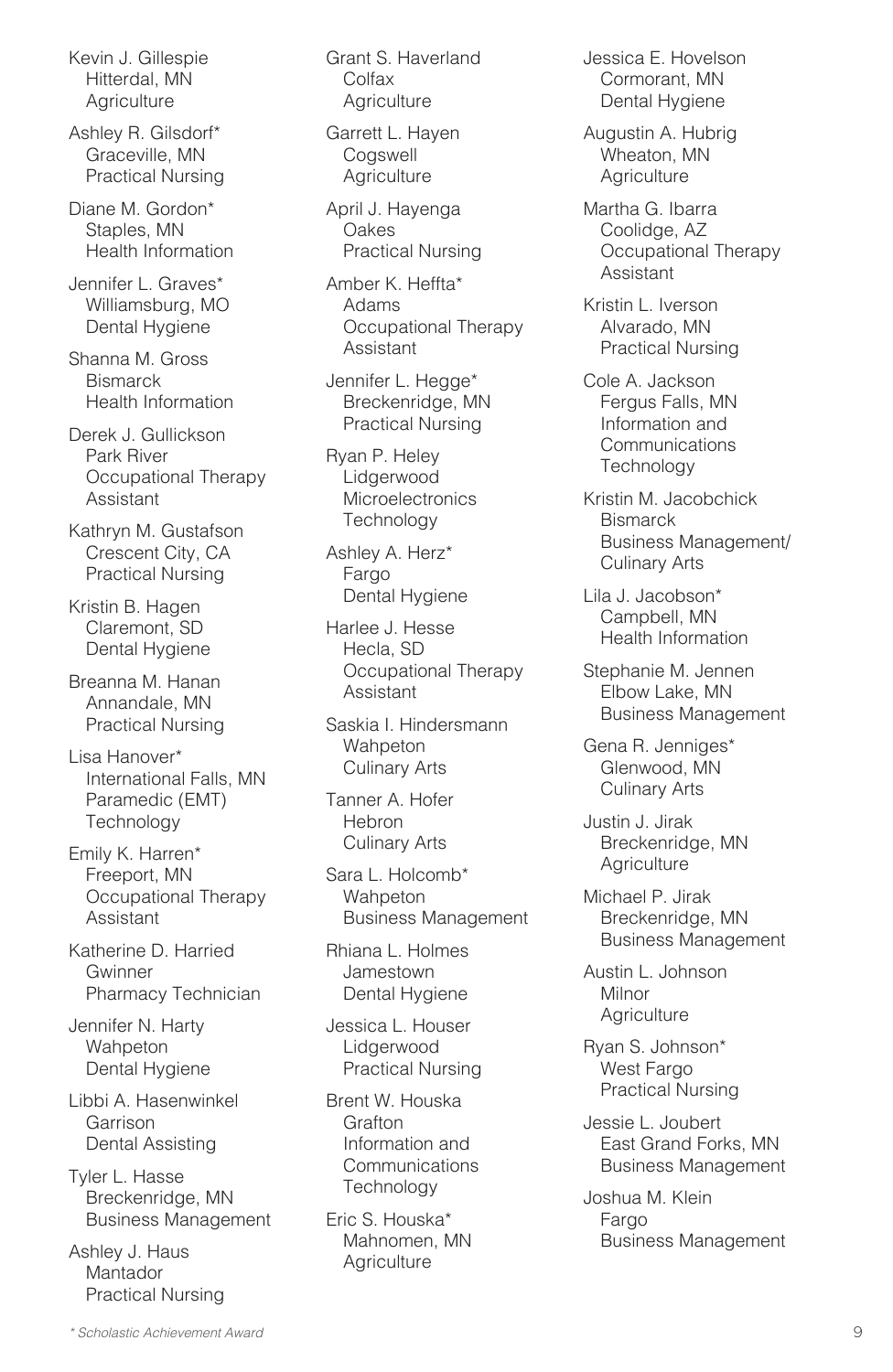Kevin J. Gillespie
Hitterdal, MN
Agriculture

Ashley R. Gilsdorf*
Graceville, MN
Practical Nursing

Diane M. Gordon*
Staples, MN
Health Information

Jennifer L. Graves*
Williamsburg, MO
Dental Hygiene

Shanna M. Gross
Bismarck
Health Information

Derek J. Gullickson
Park River
Occupational Therapy Assistant

Kathryn M. Gustafson
Crescent City, CA
Practical Nursing

Kristin B. Hagen
Claremont, SD
Dental Hygiene

Breanna M. Hanan
Annandale, MN
Practical Nursing

Lisa Hanover*
International Falls, MN
Paramedic (EMT) Technology

Emily K. Harren*
Freeport, MN
Occupational Therapy Assistant

Katherine D. Harried
Gwinner
Pharmacy Technician

Jennifer N. Harty
Wahpeton
Dental Hygiene

Libbi A. Hasenwinkel
Garrison
Dental Assisting

Tyler L. Hasse
Breckenridge, MN
Business Management

Ashley J. Haus
Mantador
Practical Nursing

Grant S. Haverland
Colfax
Agriculture

Garrett L. Hayen
Cogswell
Agriculture

April J. Hayenga
Oakes
Practical Nursing

Amber K. Heffta*
Adams
Occupational Therapy Assistant

Jennifer L. Hegge*
Breckenridge, MN
Practical Nursing

Ryan P. Heley
Lidgerwood
Microelectronics Technology

Ashley A. Herz*
Fargo
Dental Hygiene

Harlee J. Hesse
Hecla, SD
Occupational Therapy Assistant

Saskia I. Hindersmann
Wahpeton
Culinary Arts

Tanner A. Hofer
Hebron
Culinary Arts

Sara L. Holcomb*
Wahpeton
Business Management

Rhiana L. Holmes
Jamestown
Dental Hygiene

Jessica L. Houser
Lidgerwood
Practical Nursing

Brent W. Houska
Grafton
Information and Communications Technology

Eric S. Houska*
Mahnomen, MN
Agriculture

Jessica E. Hovelson
Cormorant, MN
Dental Hygiene

Augustin A. Hubrig
Wheaton, MN
Agriculture

Martha G. Ibarra
Coolidge, AZ
Occupational Therapy Assistant

Kristin L. Iverson
Alvarado, MN
Practical Nursing

Cole A. Jackson
Fergus Falls, MN
Information and Communications Technology

Kristin M. Jacobchick
Bismarck
Business Management/ Culinary Arts

Lila J. Jacobson*
Campbell, MN
Health Information

Stephanie M. Jennen
Elbow Lake, MN
Business Management

Gena R. Jenniges*
Glenwood, MN
Culinary Arts

Justin J. Jirak
Breckenridge, MN
Agriculture

Michael P. Jirak
Breckenridge, MN
Business Management

Austin L. Johnson
Milnor
Agriculture

Ryan S. Johnson*
West Fargo
Practical Nursing

Jessie L. Joubert
East Grand Forks, MN
Business Management

Joshua M. Klein
Fargo
Business Management

*\* Scholastic Achievement Award*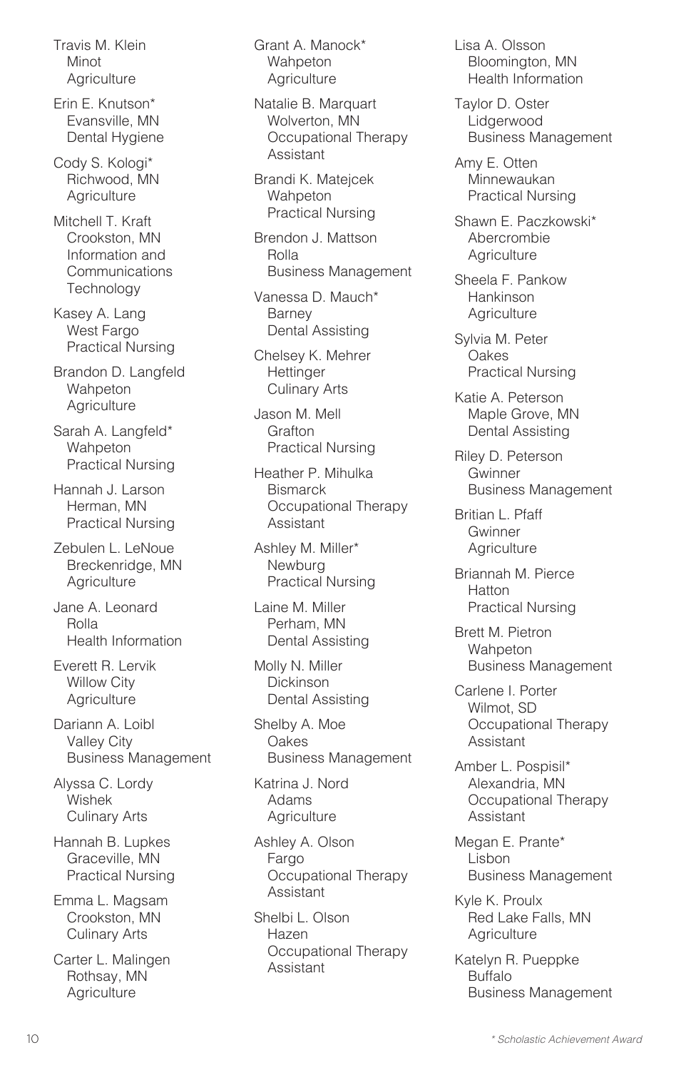Travis M. Klein
Minot
Agriculture

Erin E. Knutson*
Evansville, MN
Dental Hygiene

Cody S. Kologi*
Richwood, MN
Agriculture

Mitchell T. Kraft
Crookston, MN
Information and Communications Technology

Kasey A. Lang
West Fargo
Practical Nursing

Brandon D. Langfeld
Wahpeton
Agriculture

Sarah A. Langfeld*
Wahpeton
Practical Nursing

Hannah J. Larson
Herman, MN
Practical Nursing

Zebulen L. LeNoue
Breckenridge, MN
Agriculture

Jane A. Leonard
Rolla
Health Information

Everett R. Lervik
Willow City
Agriculture

Dariann A. Loibl
Valley City
Business Management

Alyssa C. Lordy
Wishek
Culinary Arts

Hannah B. Lupkes
Graceville, MN
Practical Nursing

Emma L. Magsam
Crookston, MN
Culinary Arts

Carter L. Malingen
Rothsay, MN
Agriculture

Grant A. Manock*
Wahpeton
Agriculture

Natalie B. Marquart
Wolverton, MN
Occupational Therapy Assistant

Brandi K. Matejcek
Wahpeton
Practical Nursing

Brendon J. Mattson
Rolla
Business Management

Vanessa D. Mauch*
Barney
Dental Assisting

Chelsey K. Mehrer
Hettinger
Culinary Arts

Jason M. Mell
Grafton
Practical Nursing

Heather P. Mihulka
Bismarck
Occupational Therapy Assistant

Ashley M. Miller*
Newburg
Practical Nursing

Laine M. Miller
Perham, MN
Dental Assisting

Molly N. Miller
Dickinson
Dental Assisting

Shelby A. Moe
Oakes
Business Management

Katrina J. Nord
Adams
Agriculture

Ashley A. Olson
Fargo
Occupational Therapy Assistant

Shelbi L. Olson
Hazen
Occupational Therapy Assistant

Lisa A. Olsson
Bloomington, MN
Health Information

Taylor D. Oster
Lidgerwood
Business Management

Amy E. Otten
Minnewaukan
Practical Nursing

Shawn E. Paczkowski*
Abercrombie
Agriculture

Sheela F. Pankow
Hankinson
Agriculture

Sylvia M. Peter
Oakes
Practical Nursing

Katie A. Peterson
Maple Grove, MN
Dental Assisting

Riley D. Peterson
Gwinner
Business Management

Britian L. Pfaff
Gwinner
Agriculture

Briannah M. Pierce
Hatton
Practical Nursing

Brett M. Pietron
Wahpeton
Business Management

Carlene I. Porter
Wilmot, SD
Occupational Therapy Assistant

Amber L. Pospisil*
Alexandria, MN
Occupational Therapy Assistant

Megan E. Prante*
Lisbon
Business Management

Kyle K. Proulx
Red Lake Falls, MN
Agriculture

Katelyn R. Pueppke
Buffalo
Business Management

*\* Scholastic Achievement Award*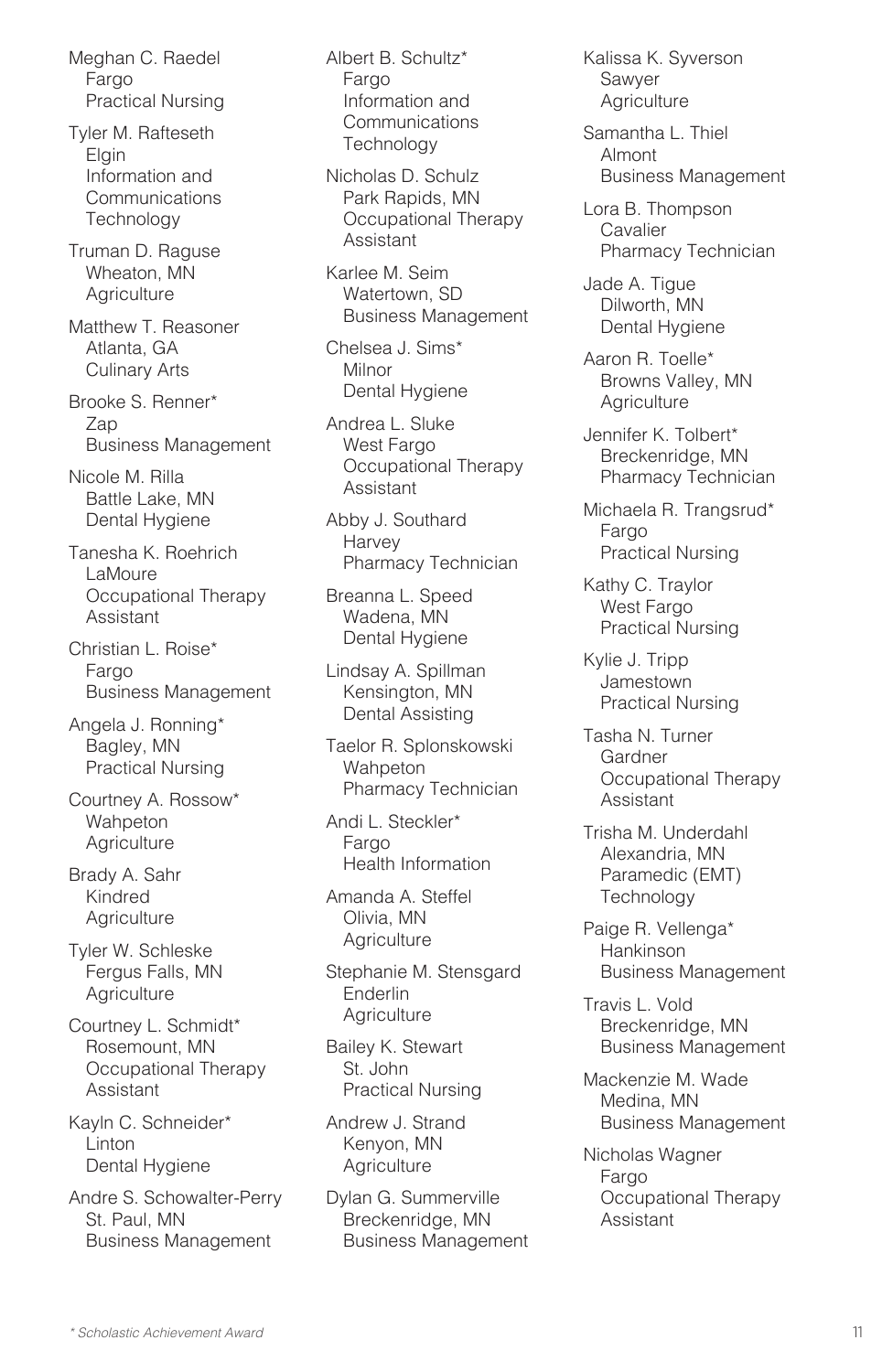Meghan C. Raedel
Fargo
Practical Nursing

Tyler M. Rafteseth
Elgin
Information and Communications Technology

Truman D. Raguse
Wheaton, MN
Agriculture

Matthew T. Reasoner
Atlanta, GA
Culinary Arts

Brooke S. Renner*
Zap
Business Management

Nicole M. Rilla
Battle Lake, MN
Dental Hygiene

Tanesha K. Roehrich
LaMoure
Occupational Therapy Assistant

Christian L. Roise*
Fargo
Business Management

Angela J. Ronning*
Bagley, MN
Practical Nursing

Courtney A. Rossow*
Wahpeton
Agriculture

Brady A. Sahr
Kindred
Agriculture

Tyler W. Schleske
Fergus Falls, MN
Agriculture

Courtney L. Schmidt*
Rosemount, MN
Occupational Therapy Assistant

Kayln C. Schneider*
Linton
Dental Hygiene

Andre S. Schowalter-Perry
St. Paul, MN
Business Management

Albert B. Schultz*
Fargo
Information and Communications Technology

Nicholas D. Schulz
Park Rapids, MN
Occupational Therapy Assistant

Karlee M. Seim
Watertown, SD
Business Management

Chelsea J. Sims*
Milnor
Dental Hygiene

Andrea L. Sluke
West Fargo
Occupational Therapy Assistant

Abby J. Southard
Harvey
Pharmacy Technician

Breanna L. Speed
Wadena, MN
Dental Hygiene

Lindsay A. Spillman
Kensington, MN
Dental Assisting

Taelor R. Splonskowski
Wahpeton
Pharmacy Technician

Andi L. Steckler*
Fargo
Health Information

Amanda A. Steffel
Olivia, MN
Agriculture

Stephanie M. Stensgard
Enderlin
Agriculture

Bailey K. Stewart
St. John
Practical Nursing

Andrew J. Strand
Kenyon, MN
Agriculture

Dylan G. Summerville
Breckenridge, MN
Business Management

Kalissa K. Syverson
Sawyer
Agriculture

Samantha L. Thiel
Almont
Business Management

Lora B. Thompson
Cavalier
Pharmacy Technician

Jade A. Tigue
Dilworth, MN
Dental Hygiene

Aaron R. Toelle*
Browns Valley, MN
Agriculture

Jennifer K. Tolbert*
Breckenridge, MN
Pharmacy Technician

Michaela R. Trangsrud*
Fargo
Practical Nursing

Kathy C. Traylor
West Fargo
Practical Nursing

Kylie J. Tripp
Jamestown
Practical Nursing

Tasha N. Turner
Gardner
Occupational Therapy Assistant

Trisha M. Underdahl
Alexandria, MN
Paramedic (EMT) Technology

Paige R. Vellenga*
Hankinson
Business Management

Travis L. Vold
Breckenridge, MN
Business Management

Mackenzie M. Wade
Medina, MN
Business Management

Nicholas Wagner
Fargo
Occupational Therapy Assistant

*\* Scholastic Achievement Award*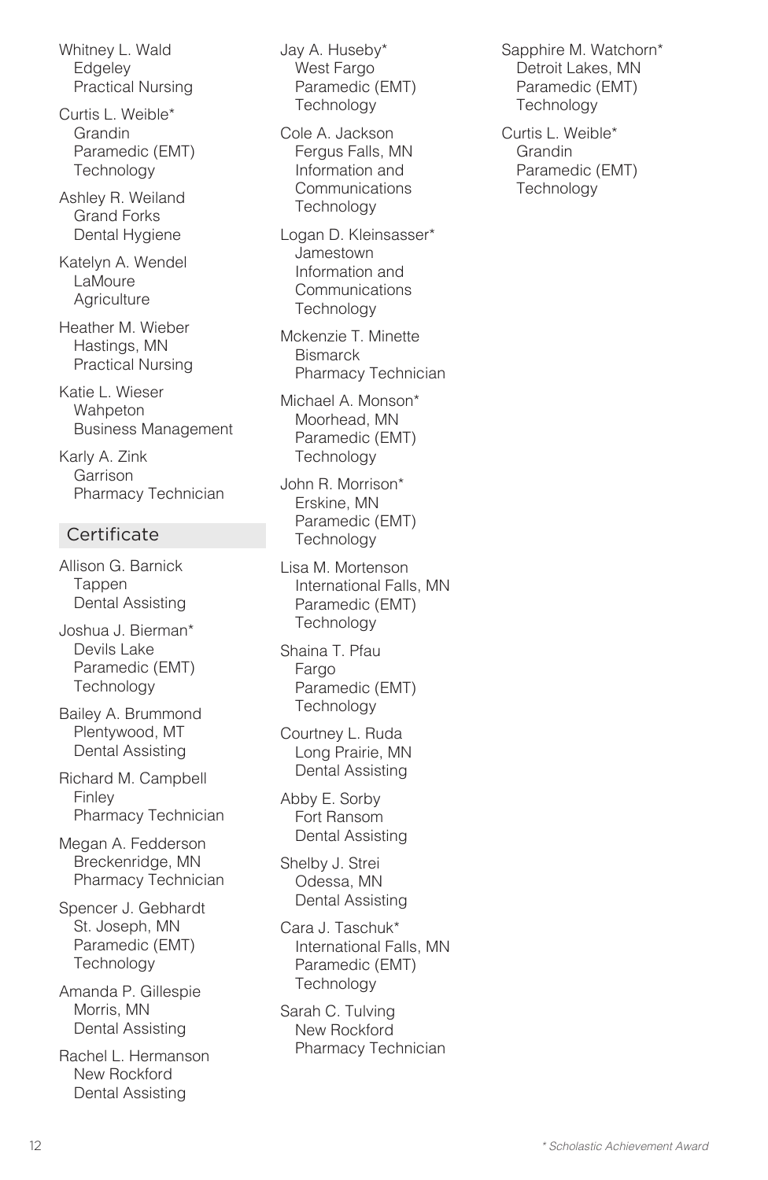Whitney L. Wald
Edgeley
Practical Nursing

Curtis L. Weible*
Grandin
Paramedic (EMT) Technology

Ashley R. Weiland
Grand Forks
Dental Hygiene

Katelyn A. Wendel
LaMoure
Agriculture

Heather M. Wieber
Hastings, MN
Practical Nursing

Katie L. Wieser
Wahpeton
Business Management

Karly A. Zink
Garrison
Pharmacy Technician

## Certificate

Allison G. Barnick
Tappen
Dental Assisting

Joshua J. Bierman*
Devils Lake
Paramedic (EMT) Technology

Bailey A. Brummond
Plentywood, MT
Dental Assisting

Richard M. Campbell
Finley
Pharmacy Technician

Megan A. Fedderson
Breckenridge, MN
Pharmacy Technician

Spencer J. Gebhardt
St. Joseph, MN
Paramedic (EMT) Technology

Amanda P. Gillespie
Morris, MN
Dental Assisting

Rachel L. Hermanson
New Rockford
Dental Assisting

Jay A. Huseby*
West Fargo
Paramedic (EMT) Technology

Cole A. Jackson
Fergus Falls, MN
Information and Communications Technology

Logan D. Kleinsasser*
Jamestown
Information and Communications Technology

Mckenzie T. Minette
Bismarck
Pharmacy Technician

Michael A. Monson*
Moorhead, MN
Paramedic (EMT) Technology

John R. Morrison*
Erskine, MN
Paramedic (EMT) Technology

Lisa M. Mortenson
International Falls, MN
Paramedic (EMT) Technology

Shaina T. Pfau
Fargo
Paramedic (EMT) Technology

Courtney L. Ruda
Long Prairie, MN
Dental Assisting

Abby E. Sorby
Fort Ransom
Dental Assisting

Shelby J. Strei
Odessa, MN
Dental Assisting

Cara J. Taschuk*
International Falls, MN
Paramedic (EMT) Technology

Sarah C. Tulving
New Rockford
Pharmacy Technician

Sapphire M. Watchorn*
Detroit Lakes, MN
Paramedic (EMT) Technology

Curtis L. Weible*
Grandin
Paramedic (EMT) Technology

*\* Scholastic Achievement Award*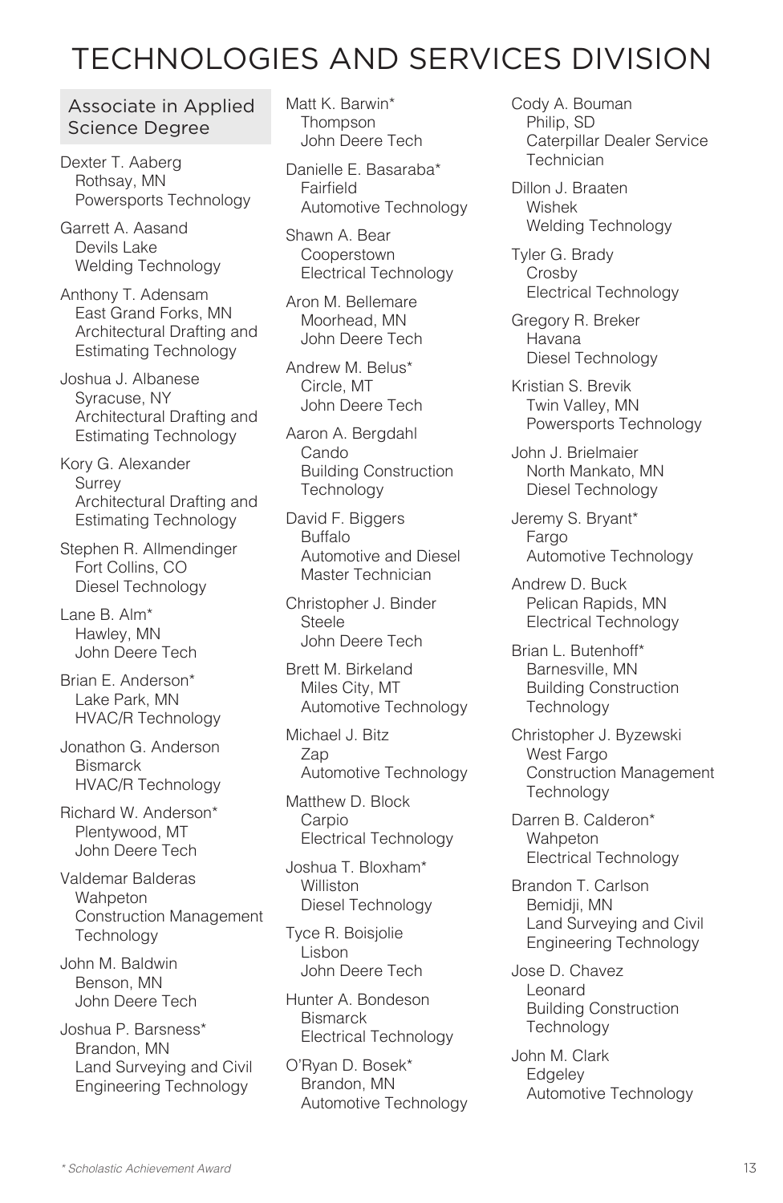# TECHNOLOGIES AND SERVICES DIVISION

## Associate in Applied Science Degree

Dexter T. Aaberg
Rothsay, MN
Powersports Technology

Garrett A. Aasand
Devils Lake
Welding Technology

Anthony T. Adensam
East Grand Forks, MN
Architectural Drafting and Estimating Technology

Joshua J. Albanese
Syracuse, NY
Architectural Drafting and Estimating Technology

Kory G. Alexander
Surrey
Architectural Drafting and Estimating Technology

Stephen R. Allmendinger
Fort Collins, CO
Diesel Technology

Lane B. Alm*
Hawley, MN
John Deere Tech

Brian E. Anderson*
Lake Park, MN
HVAC/R Technology

Jonathon G. Anderson
Bismarck
HVAC/R Technology

Richard W. Anderson*
Plentywood, MT
John Deere Tech

Valdemar Balderas
Wahpeton
Construction Management Technology

John M. Baldwin
Benson, MN
John Deere Tech

Joshua P. Barsness*
Brandon, MN
Land Surveying and Civil Engineering Technology

Matt K. Barwin*
Thompson
John Deere Tech

Danielle E. Basaraba*
Fairfield
Automotive Technology

Shawn A. Bear
Cooperstown
Electrical Technology

Aron M. Bellemare
Moorhead, MN
John Deere Tech

Andrew M. Belus*
Circle, MT
John Deere Tech

Aaron A. Bergdahl
Cando
Building Construction Technology

David F. Biggers
Buffalo
Automotive and Diesel Master Technician

Christopher J. Binder
Steele
John Deere Tech

Brett M. Birkeland
Miles City, MT
Automotive Technology

Michael J. Bitz
Zap
Automotive Technology

Matthew D. Block
Carpio
Electrical Technology

Joshua T. Bloxham*
Williston
Diesel Technology

Tyce R. Boisjolie
Lisbon
John Deere Tech

Hunter A. Bondeson
Bismarck
Electrical Technology

O'Ryan D. Bosek*
Brandon, MN
Automotive Technology

Cody A. Bouman
Philip, SD
Caterpillar Dealer Service Technician

Dillon J. Braaten
Wishek
Welding Technology

Tyler G. Brady
Crosby
Electrical Technology

Gregory R. Breker
Havana
Diesel Technology

Kristian S. Brevik
Twin Valley, MN
Powersports Technology

John J. Brielmaier
North Mankato, MN
Diesel Technology

Jeremy S. Bryant*
Fargo
Automotive Technology

Andrew D. Buck
Pelican Rapids, MN
Electrical Technology

Brian L. Butenhoff*
Barnesville, MN
Building Construction Technology

Christopher J. Byzewski
West Fargo
Construction Management Technology

Darren B. Calderon*
Wahpeton
Electrical Technology

Brandon T. Carlson
Bemidji, MN
Land Surveying and Civil Engineering Technology

Jose D. Chavez
Leonard
Building Construction Technology

John M. Clark
Edgeley
Automotive Technology

*\* Scholastic Achievement Award*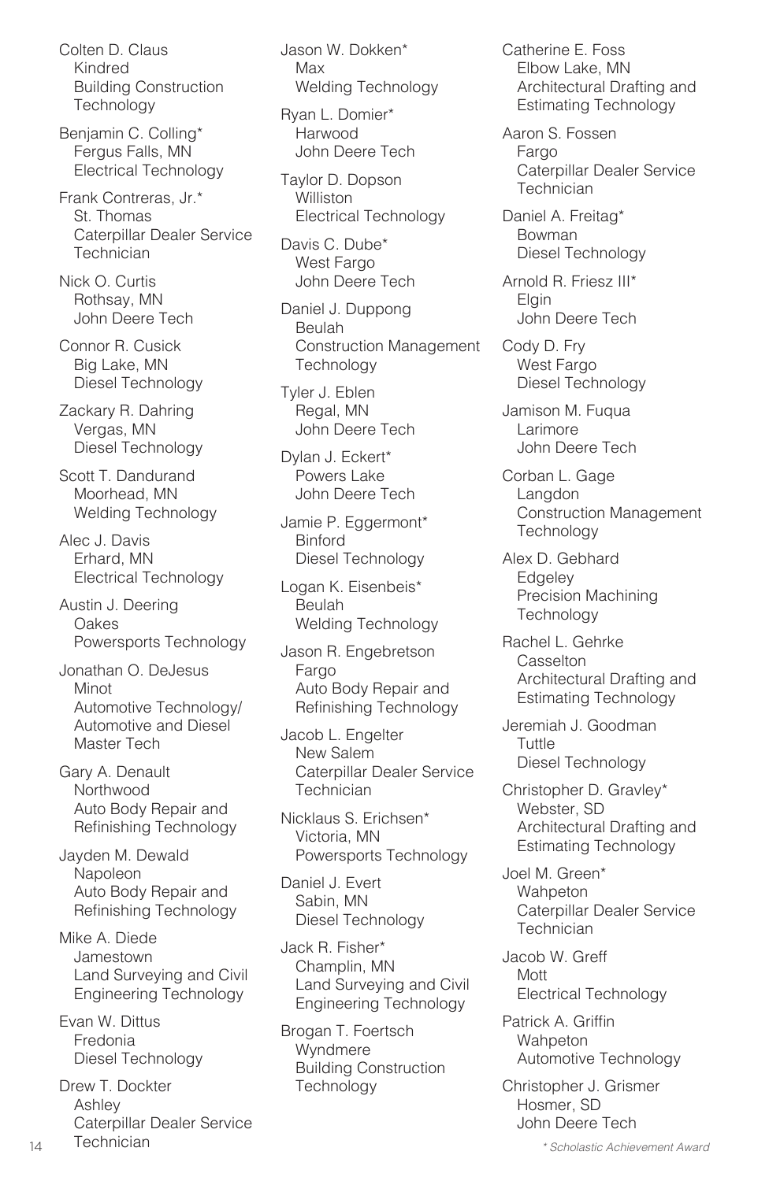Colten D. Claus
Kindred
Building Construction Technology

Benjamin C. Colling*
Fergus Falls, MN
Electrical Technology

Frank Contreras, Jr.*
St. Thomas
Caterpillar Dealer Service Technician

Nick O. Curtis
Rothsay, MN
John Deere Tech

Connor R. Cusick
Big Lake, MN
Diesel Technology

Zackary R. Dahring
Vergas, MN
Diesel Technology

Scott T. Dandurand
Moorhead, MN
Welding Technology

Alec J. Davis
Erhard, MN
Electrical Technology

Austin J. Deering
Oakes
Powersports Technology

Jonathan O. DeJesus
Minot
Automotive Technology/ Automotive and Diesel Master Tech

Gary A. Denault
Northwood
Auto Body Repair and Refinishing Technology

Jayden M. Dewald
Napoleon
Auto Body Repair and Refinishing Technology

Mike A. Diede
Jamestown
Land Surveying and Civil Engineering Technology

Evan W. Dittus
Fredonia
Diesel Technology

Drew T. Dockter
Ashley
Caterpillar Dealer Service Technician

Jason W. Dokken*
Max
Welding Technology

Ryan L. Domier*
Harwood
John Deere Tech

Taylor D. Dopson
Williston
Electrical Technology

Davis C. Dube*
West Fargo
John Deere Tech

Daniel J. Duppong
Beulah
Construction Management Technology

Tyler J. Eblen
Regal, MN
John Deere Tech

Dylan J. Eckert*
Powers Lake
John Deere Tech

Jamie P. Eggermont*
Binford
Diesel Technology

Logan K. Eisenbeis*
Beulah
Welding Technology

Jason R. Engebretson
Fargo
Auto Body Repair and Refinishing Technology

Jacob L. Engelter
New Salem
Caterpillar Dealer Service Technician

Nicklaus S. Erichsen*
Victoria, MN
Powersports Technology

Daniel J. Evert
Sabin, MN
Diesel Technology

Jack R. Fisher*
Champlin, MN
Land Surveying and Civil Engineering Technology

Brogan T. Foertsch
Wyndmere
Building Construction Technology

Catherine E. Foss
Elbow Lake, MN
Architectural Drafting and Estimating Technology

Aaron S. Fossen
Fargo
Caterpillar Dealer Service Technician

Daniel A. Freitag*
Bowman
Diesel Technology

Arnold R. Friesz III*
Elgin
John Deere Tech

Cody D. Fry
West Fargo
Diesel Technology

Jamison M. Fuqua
Larimore
John Deere Tech

Corban L. Gage
Langdon
Construction Management Technology

Alex D. Gebhard
Edgeley
Precision Machining Technology

Rachel L. Gehrke
Casselton
Architectural Drafting and Estimating Technology

Jeremiah J. Goodman
Tuttle
Diesel Technology

Christopher D. Gravley*
Webster, SD
Architectural Drafting and Estimating Technology

Joel M. Green*
Wahpeton
Caterpillar Dealer Service Technician

Jacob W. Greff
Mott
Electrical Technology

Patrick A. Griffin
Wahpeton
Automotive Technology

Christopher J. Grismer
Hosmer, SD
John Deere Tech

*\* Scholastic Achievement Award*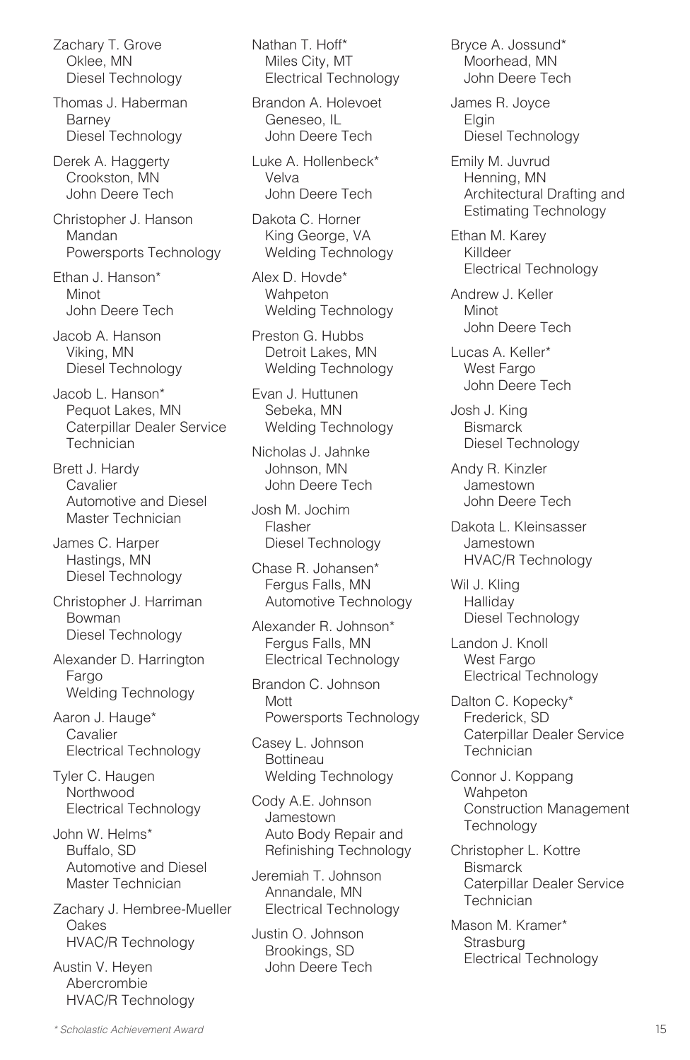Zachary T. Grove
Oklee, MN
Diesel Technology

Thomas J. Haberman
Barney
Diesel Technology

Derek A. Haggerty
Crookston, MN
John Deere Tech

Christopher J. Hanson
Mandan
Powersports Technology

Ethan J. Hanson*
Minot
John Deere Tech

Jacob A. Hanson
Viking, MN
Diesel Technology

Jacob L. Hanson*
Pequot Lakes, MN
Caterpillar Dealer Service Technician

Brett J. Hardy
Cavalier
Automotive and Diesel Master Technician

James C. Harper
Hastings, MN
Diesel Technology

Christopher J. Harriman
Bowman
Diesel Technology

Alexander D. Harrington
Fargo
Welding Technology

Aaron J. Hauge*
Cavalier
Electrical Technology

Tyler C. Haugen
Northwood
Electrical Technology

John W. Helms*
Buffalo, SD
Automotive and Diesel Master Technician

Zachary J. Hembree-Mueller
Oakes
HVAC/R Technology

Austin V. Heyen
Abercrombie
HVAC/R Technology

Nathan T. Hoff*
Miles City, MT
Electrical Technology

Brandon A. Holevoet
Geneseo, IL
John Deere Tech

Luke A. Hollenbeck*
Velva
John Deere Tech

Dakota C. Horner
King George, VA
Welding Technology

Alex D. Hovde*
Wahpeton
Welding Technology

Preston G. Hubbs
Detroit Lakes, MN
Welding Technology

Evan J. Huttunen
Sebeka, MN
Welding Technology

Nicholas J. Jahnke
Johnson, MN
John Deere Tech

Josh M. Jochim
Flasher
Diesel Technology

Chase R. Johansen*
Fergus Falls, MN
Automotive Technology

Alexander R. Johnson*
Fergus Falls, MN
Electrical Technology

Brandon C. Johnson
Mott
Powersports Technology

Casey L. Johnson
Bottineau
Welding Technology

Cody A.E. Johnson
Jamestown
Auto Body Repair and Refinishing Technology

Jeremiah T. Johnson
Annandale, MN
Electrical Technology

Justin O. Johnson
Brookings, SD
John Deere Tech

Bryce A. Jossund*
Moorhead, MN
John Deere Tech

James R. Joyce
Elgin
Diesel Technology

Emily M. Juvrud
Henning, MN
Architectural Drafting and Estimating Technology

Ethan M. Karey
Killdeer
Electrical Technology

Andrew J. Keller
Minot
John Deere Tech

Lucas A. Keller*
West Fargo
John Deere Tech

Josh J. King
Bismarck
Diesel Technology

Andy R. Kinzler
Jamestown
John Deere Tech

Dakota L. Kleinsasser
Jamestown
HVAC/R Technology

Wil J. Kling
Halliday
Diesel Technology

Landon J. Knoll
West Fargo
Electrical Technology

Dalton C. Kopecky*
Frederick, SD
Caterpillar Dealer Service Technician

Connor J. Koppang
Wahpeton
Construction Management Technology

Christopher L. Kottre
Bismarck
Caterpillar Dealer Service Technician

Mason M. Kramer*
Strasburg
Electrical Technology

*\* Scholastic Achievement Award*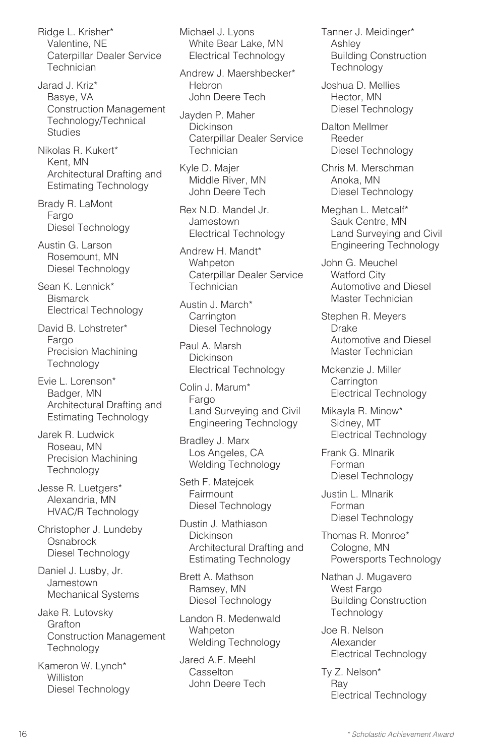Ridge L. Krisher*
Valentine, NE
Caterpillar Dealer Service Technician

Jarad J. Kriz*
Basye, VA
Construction Management Technology/Technical Studies

Nikolas R. Kukert*
Kent, MN
Architectural Drafting and Estimating Technology

Brady R. LaMont
Fargo
Diesel Technology

Austin G. Larson
Rosemount, MN
Diesel Technology

Sean K. Lennick*
Bismarck
Electrical Technology

David B. Lohstreter*
Fargo
Precision Machining Technology

Evie L. Lorenson*
Badger, MN
Architectural Drafting and Estimating Technology

Jarek R. Ludwick
Roseau, MN
Precision Machining Technology

Jesse R. Luetgers*
Alexandria, MN
HVAC/R Technology

Christopher J. Lundeby
Osnabrock
Diesel Technology

Daniel J. Lusby, Jr.
Jamestown
Mechanical Systems

Jake R. Lutovsky
Grafton
Construction Management Technology

Kameron W. Lynch*
Williston
Diesel Technology

Michael J. Lyons
White Bear Lake, MN
Electrical Technology

Andrew J. Maershbecker*
Hebron
John Deere Tech

Jayden P. Maher
Dickinson
Caterpillar Dealer Service Technician

Kyle D. Majer
Middle River, MN
John Deere Tech

Rex N.D. Mandel Jr.
Jamestown
Electrical Technology

Andrew H. Mandt*
Wahpeton
Caterpillar Dealer Service Technician

Austin J. March*
Carrington
Diesel Technology

Paul A. Marsh
Dickinson
Electrical Technology

Colin J. Marum*
Fargo
Land Surveying and Civil Engineering Technology

Bradley J. Marx
Los Angeles, CA
Welding Technology

Seth F. Matejcek
Fairmount
Diesel Technology

Dustin J. Mathiason
Dickinson
Architectural Drafting and Estimating Technology

Brett A. Mathson
Ramsey, MN
Diesel Technology

Landon R. Medenwald
Wahpeton
Welding Technology

Jared A.F. Meehl
Casselton
John Deere Tech

Tanner J. Meidinger*
Ashley
Building Construction Technology

Joshua D. Mellies
Hector, MN
Diesel Technology

Dalton Mellmer
Reeder
Diesel Technology

Chris M. Merschman
Anoka, MN
Diesel Technology

Meghan L. Metcalf*
Sauk Centre, MN
Land Surveying and Civil Engineering Technology

John G. Meuchel
Watford City
Automotive and Diesel Master Technician

Stephen R. Meyers
Drake
Automotive and Diesel Master Technician

Mckenzie J. Miller
Carrington
Electrical Technology

Mikayla R. Minow*
Sidney, MT
Electrical Technology

Frank G. Mlnarik
Forman
Diesel Technology

Justin L. Mlnarik
Forman
Diesel Technology

Thomas R. Monroe*
Cologne, MN
Powersports Technology

Nathan J. Mugavero
West Fargo
Building Construction Technology

Joe R. Nelson
Alexander
Electrical Technology

Ty Z. Nelson*
Ray
Electrical Technology

*\* Scholastic Achievement Award*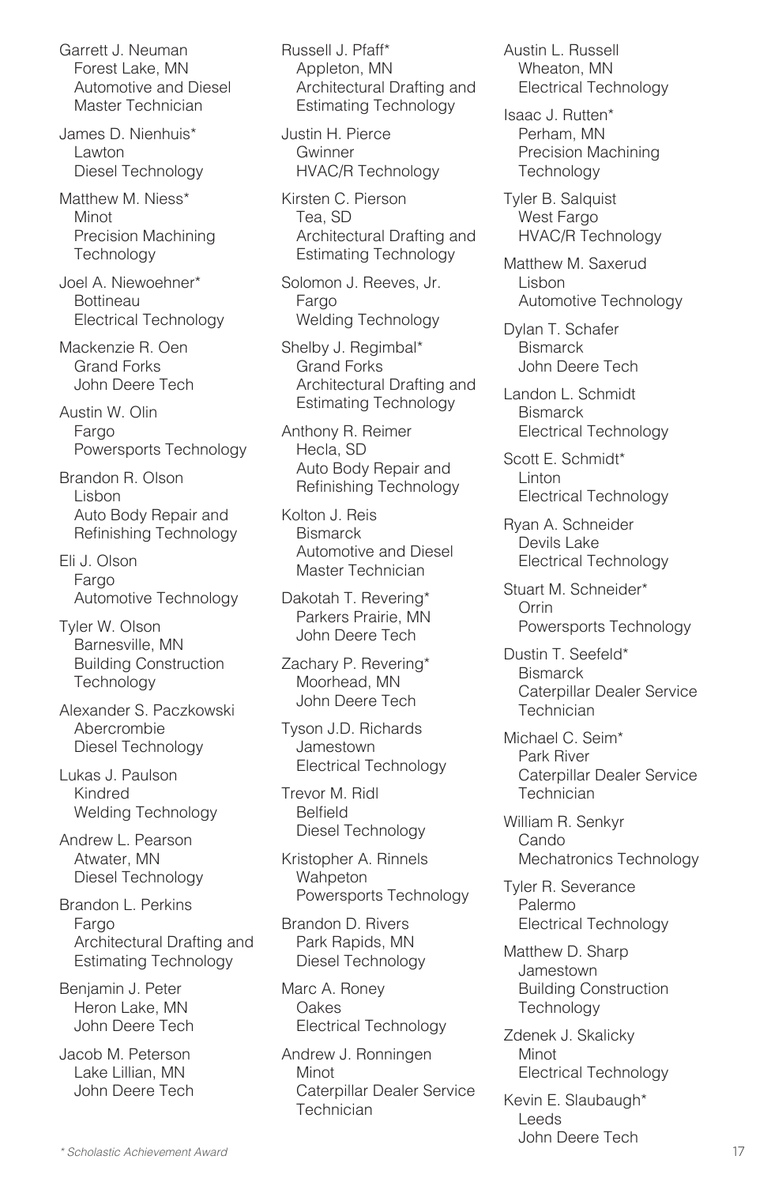Garrett J. Neuman
Forest Lake, MN
Automotive and Diesel Master Technician

James D. Nienhuis*
Lawton
Diesel Technology

Matthew M. Niess*
Minot
Precision Machining Technology

Joel A. Niewoehner*
Bottineau
Electrical Technology

Mackenzie R. Oen
Grand Forks
John Deere Tech

Austin W. Olin
Fargo
Powersports Technology

Brandon R. Olson
Lisbon
Auto Body Repair and Refinishing Technology

Eli J. Olson
Fargo
Automotive Technology

Tyler W. Olson
Barnesville, MN
Building Construction Technology

Alexander S. Paczkowski
Abercrombie
Diesel Technology

Lukas J. Paulson
Kindred
Welding Technology

Andrew L. Pearson
Atwater, MN
Diesel Technology

Brandon L. Perkins
Fargo
Architectural Drafting and Estimating Technology

Benjamin J. Peter
Heron Lake, MN
John Deere Tech

Jacob M. Peterson
Lake Lillian, MN
John Deere Tech

Russell J. Pfaff*
Appleton, MN
Architectural Drafting and Estimating Technology

Justin H. Pierce
Gwinner
HVAC/R Technology

Kirsten C. Pierson
Tea, SD
Architectural Drafting and Estimating Technology

Solomon J. Reeves, Jr.
Fargo
Welding Technology

Shelby J. Regimbal*
Grand Forks
Architectural Drafting and Estimating Technology

Anthony R. Reimer
Hecla, SD
Auto Body Repair and Refinishing Technology

Kolton J. Reis
Bismarck
Automotive and Diesel Master Technician

Dakotah T. Revering*
Parkers Prairie, MN
John Deere Tech

Zachary P. Revering*
Moorhead, MN
John Deere Tech

Tyson J.D. Richards
Jamestown
Electrical Technology

Trevor M. Ridl
Belfield
Diesel Technology

Kristopher A. Rinnels
Wahpeton
Powersports Technology

Brandon D. Rivers
Park Rapids, MN
Diesel Technology

Marc A. Roney
Oakes
Electrical Technology

Andrew J. Ronningen
Minot
Caterpillar Dealer Service Technician

Austin L. Russell
Wheaton, MN
Electrical Technology

Isaac J. Rutten*
Perham, MN
Precision Machining Technology

Tyler B. Salquist
West Fargo
HVAC/R Technology

Matthew M. Saxerud
Lisbon
Automotive Technology

Dylan T. Schafer
Bismarck
John Deere Tech

Landon L. Schmidt
Bismarck
Electrical Technology

Scott E. Schmidt*
Linton
Electrical Technology

Ryan A. Schneider
Devils Lake
Electrical Technology

Stuart M. Schneider*
Orrin
Powersports Technology

Dustin T. Seefeld*
Bismarck
Caterpillar Dealer Service Technician

Michael C. Seim*
Park River
Caterpillar Dealer Service Technician

William R. Senkyr
Cando
Mechatronics Technology

Tyler R. Severance
Palermo
Electrical Technology

Matthew D. Sharp
Jamestown
Building Construction Technology

Zdenek J. Skalicky
Minot
Electrical Technology

Kevin E. Slaubaugh*
Leeds
John Deere Tech

*\* Scholastic Achievement Award*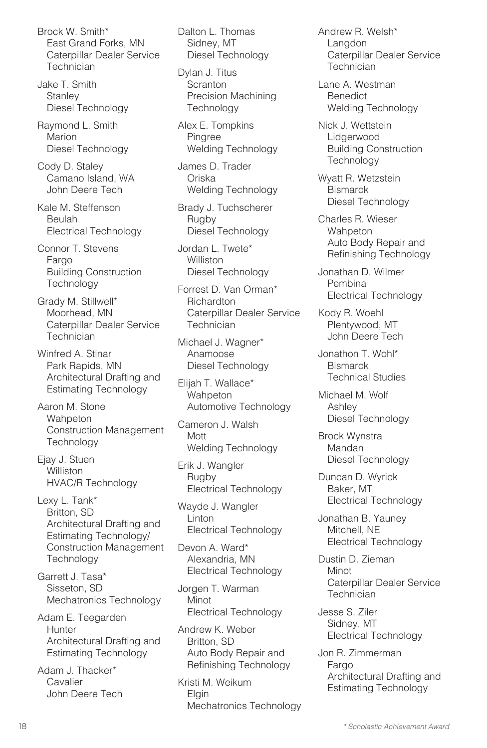Brock W. Smith*
East Grand Forks, MN
Caterpillar Dealer Service Technician

Jake T. Smith
Stanley
Diesel Technology

Raymond L. Smith
Marion
Diesel Technology

Cody D. Staley
Camano Island, WA
John Deere Tech

Kale M. Steffenson
Beulah
Electrical Technology

Connor T. Stevens
Fargo
Building Construction Technology

Grady M. Stillwell*
Moorhead, MN
Caterpillar Dealer Service Technician

Winfred A. Stinar
Park Rapids, MN
Architectural Drafting and Estimating Technology

Aaron M. Stone
Wahpeton
Construction Management Technology

Ejay J. Stuen
Williston
HVAC/R Technology

Lexy L. Tank*
Britton, SD
Architectural Drafting and Estimating Technology/ Construction Management Technology

Garrett J. Tasa*
Sisseton, SD
Mechatronics Technology

Adam E. Teegarden
Hunter
Architectural Drafting and Estimating Technology

Adam J. Thacker*
Cavalier
John Deere Tech

Dalton L. Thomas
Sidney, MT
Diesel Technology

Dylan J. Titus
Scranton
Precision Machining Technology

Alex E. Tompkins
Pingree
Welding Technology

James D. Trader
Oriska
Welding Technology

Brady J. Tuchscherer
Rugby
Diesel Technology

Jordan L. Twete*
Williston
Diesel Technology

Forrest D. Van Orman*
Richardton
Caterpillar Dealer Service Technician

Michael J. Wagner*
Anamoose
Diesel Technology

Elijah T. Wallace*
Wahpeton
Automotive Technology

Cameron J. Walsh
Mott
Welding Technology

Erik J. Wangler
Rugby
Electrical Technology

Wayde J. Wangler
Linton
Electrical Technology

Devon A. Ward*
Alexandria, MN
Electrical Technology

Jorgen T. Warman
Minot
Electrical Technology

Andrew K. Weber
Britton, SD
Auto Body Repair and Refinishing Technology

Kristi M. Weikum
Elgin
Mechatronics Technology

Andrew R. Welsh*
Langdon
Caterpillar Dealer Service Technician

Lane A. Westman
Benedict
Welding Technology

Nick J. Wettstein
Lidgerwood
Building Construction Technology

Wyatt R. Wetzstein
Bismarck
Diesel Technology

Charles R. Wieser
Wahpeton
Auto Body Repair and Refinishing Technology

Jonathan D. Wilmer
Pembina
Electrical Technology

Kody R. Woehl
Plentywood, MT
John Deere Tech

Jonathon T. Wohl*
Bismarck
Technical Studies

Michael M. Wolf
Ashley
Diesel Technology

Brock Wynstra
Mandan
Diesel Technology

Duncan D. Wyrick
Baker, MT
Electrical Technology

Jonathan B. Yauney
Mitchell, NE
Electrical Technology

Dustin D. Zieman
Minot
Caterpillar Dealer Service Technician

Jesse S. Ziler
Sidney, MT
Electrical Technology

Jon R. Zimmerman
Fargo
Architectural Drafting and Estimating Technology

*\* Scholastic Achievement Award*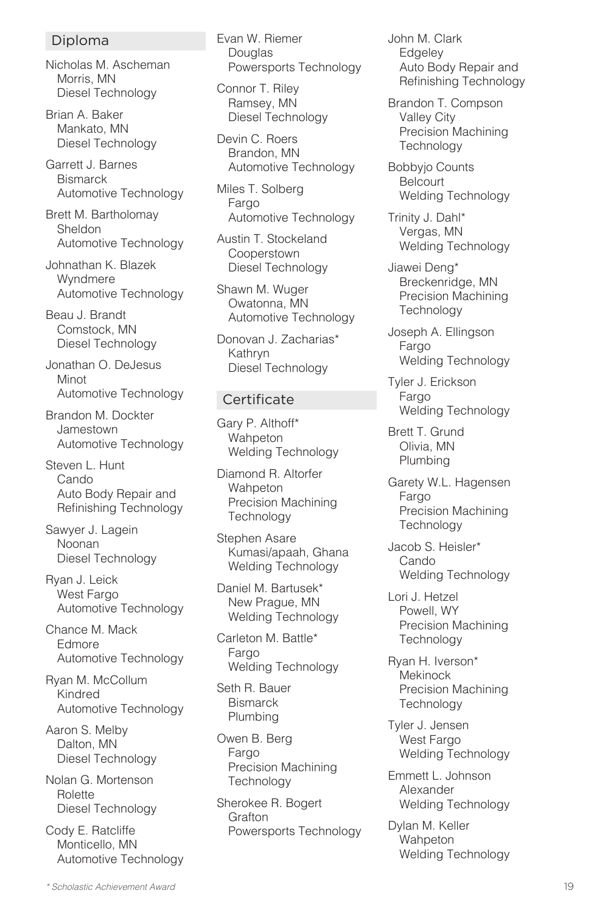## Diploma

Nicholas M. Ascheman
Morris, MN
Diesel Technology

Brian A. Baker
Mankato, MN
Diesel Technology

Garrett J. Barnes
Bismarck
Automotive Technology

Brett M. Bartholomay
Sheldon
Automotive Technology

Johnathan K. Blazek
Wyndmere
Automotive Technology

Beau J. Brandt
Comstock, MN
Diesel Technology

Jonathan O. DeJesus
Minot
Automotive Technology

Brandon M. Dockter
Jamestown
Automotive Technology

Steven L. Hunt
Cando
Auto Body Repair and Refinishing Technology

Sawyer J. Lagein
Noonan
Diesel Technology

Ryan J. Leick
West Fargo
Automotive Technology

Chance M. Mack
Edmore
Automotive Technology

Ryan M. McCollum
Kindred
Automotive Technology

Aaron S. Melby
Dalton, MN
Diesel Technology

Nolan G. Mortenson
Rolette
Diesel Technology

Cody E. Ratcliffe
Monticello, MN
Automotive Technology

Evan W. Riemer
Douglas
Powersports Technology

Connor T. Riley
Ramsey, MN
Diesel Technology

Devin C. Roers
Brandon, MN
Automotive Technology

Miles T. Solberg
Fargo
Automotive Technology

Austin T. Stockeland
Cooperstown
Diesel Technology

Shawn M. Wuger
Owatonna, MN
Automotive Technology

Donovan J. Zacharias*
Kathryn
Diesel Technology

## Certificate

Gary P. Althoff*
Wahpeton
Welding Technology

Diamond R. Altorfer
Wahpeton
Precision Machining Technology

Stephen Asare
Kumasi/apaah, Ghana
Welding Technology

Daniel M. Bartusek*
New Prague, MN
Welding Technology

Carleton M. Battle*
Fargo
Welding Technology

Seth R. Bauer
Bismarck
Plumbing

Owen B. Berg
Fargo
Precision Machining Technology

Sherokee R. Bogert
Grafton
Powersports Technology

John M. Clark
Edgeley
Auto Body Repair and Refinishing Technology

Brandon T. Compson
Valley City
Precision Machining Technology

Bobbyjo Counts
Belcourt
Welding Technology

Trinity J. Dahl*
Vergas, MN
Welding Technology

Jiawei Deng*
Breckenridge, MN
Precision Machining Technology

Joseph A. Ellingson
Fargo
Welding Technology

Tyler J. Erickson
Fargo
Welding Technology

Brett T. Grund
Olivia, MN
Plumbing

Garety W.L. Hagensen
Fargo
Precision Machining Technology

Jacob S. Heisler*
Cando
Welding Technology

Lori J. Hetzel
Powell, WY
Precision Machining Technology

Ryan H. Iverson*
Mekinock
Precision Machining Technology

Tyler J. Jensen
West Fargo
Welding Technology

Emmett L. Johnson
Alexander
Welding Technology

Dylan M. Keller
Wahpeton
Welding Technology

*\* Scholastic Achievement Award*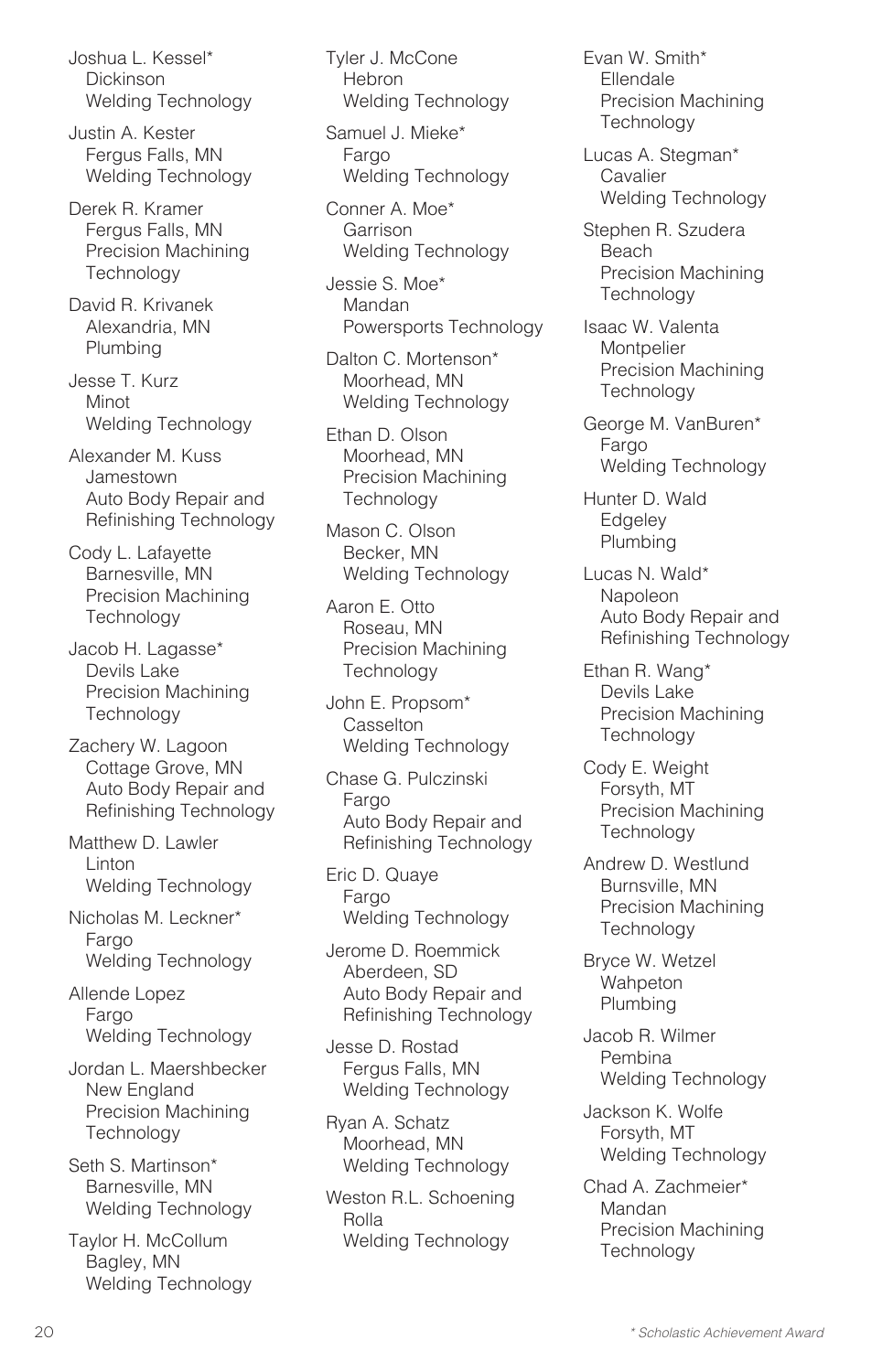Joshua L. Kessel*
Dickinson
Welding Technology

Justin A. Kester
Fergus Falls, MN
Welding Technology

Derek R. Kramer
Fergus Falls, MN
Precision Machining Technology

David R. Krivanek
Alexandria, MN
Plumbing

Jesse T. Kurz
Minot
Welding Technology

Alexander M. Kuss
Jamestown
Auto Body Repair and Refinishing Technology

Cody L. Lafayette
Barnesville, MN
Precision Machining Technology

Jacob H. Lagasse*
Devils Lake
Precision Machining Technology

Zachery W. Lagoon
Cottage Grove, MN
Auto Body Repair and Refinishing Technology

Matthew D. Lawler
Linton
Welding Technology

Nicholas M. Leckner*
Fargo
Welding Technology

Allende Lopez
Fargo
Welding Technology

Jordan L. Maershbecker
New England
Precision Machining Technology

Seth S. Martinson*
Barnesville, MN
Welding Technology

Taylor H. McCollum
Bagley, MN
Welding Technology

Tyler J. McCone
Hebron
Welding Technology

Samuel J. Mieke*
Fargo
Welding Technology

Conner A. Moe*
Garrison
Welding Technology

Jessie S. Moe*
Mandan
Powersports Technology

Dalton C. Mortenson*
Moorhead, MN
Welding Technology

Ethan D. Olson
Moorhead, MN
Precision Machining Technology

Mason C. Olson
Becker, MN
Welding Technology

Aaron E. Otto
Roseau, MN
Precision Machining Technology

John E. Propsom*
Casselton
Welding Technology

Chase G. Pulczinski
Fargo
Auto Body Repair and Refinishing Technology

Eric D. Quaye
Fargo
Welding Technology

Jerome D. Roemmick
Aberdeen, SD
Auto Body Repair and Refinishing Technology

Jesse D. Rostad
Fergus Falls, MN
Welding Technology

Ryan A. Schatz
Moorhead, MN
Welding Technology

Weston R.L. Schoening
Rolla
Welding Technology

Evan W. Smith*
Ellendale
Precision Machining Technology

Lucas A. Stegman*
Cavalier
Welding Technology

Stephen R. Szudera
Beach
Precision Machining Technology

Isaac W. Valenta
Montpelier
Precision Machining Technology

George M. VanBuren*
Fargo
Welding Technology

Hunter D. Wald
Edgeley
Plumbing

Lucas N. Wald*
Napoleon
Auto Body Repair and Refinishing Technology

Ethan R. Wang*
Devils Lake
Precision Machining Technology

Cody E. Weight
Forsyth, MT
Precision Machining Technology

Andrew D. Westlund
Burnsville, MN
Precision Machining Technology

Bryce W. Wetzel
Wahpeton
Plumbing

Jacob R. Wilmer
Pembina
Welding Technology

Jackson K. Wolfe
Forsyth, MT
Welding Technology

Chad A. Zachmeier*
Mandan
Precision Machining Technology

*\* Scholastic Achievement Award*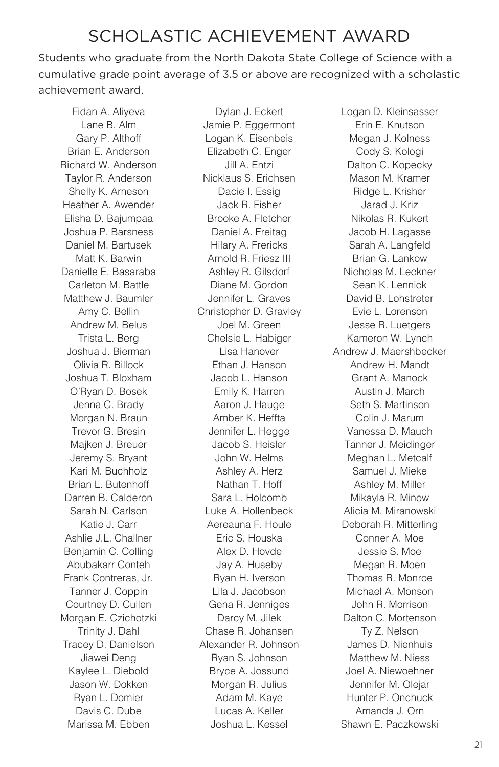# SCHOLASTIC ACHIEVEMENT AWARD

Students who graduate from the North Dakota State College of Science with a cumulative grade point average of 3.5 or above are recognized with a scholastic achievement award.

Fidan A. Aliyeva
Lane B. Alm
Gary P. Althoff
Brian E. Anderson
Richard W. Anderson
Taylor R. Anderson
Shelly K. Arneson
Heather A. Awender
Elisha D. Bajumpaa
Joshua P. Barsness
Daniel M. Bartusek
Matt K. Barwin
Danielle E. Basaraba
Carleton M. Battle
Matthew J. Baumler
Amy C. Bellin
Andrew M. Belus
Trista L. Berg
Joshua J. Bierman
Olivia R. Billock
Joshua T. Bloxham
O'Ryan D. Bosek
Jenna C. Brady
Morgan N. Braun
Trevor G. Bresin
Majken J. Breuer
Jeremy S. Bryant
Kari M. Buchholz
Brian L. Butenhoff
Darren B. Calderon
Sarah N. Carlson
Katie J. Carr
Ashlie J.L. Challner
Benjamin C. Colling
Abubakarr Conteh
Frank Contreras, Jr.
Tanner J. Coppin
Courtney D. Cullen
Morgan E. Czichotzki
Trinity J. Dahl
Tracey D. Danielson
Jiawei Deng
Kaylee L. Diebold
Jason W. Dokken
Ryan L. Domier
Davis C. Dube
Marissa M. Ebben
Dylan J. Eckert
Jamie P. Eggermont
Logan K. Eisenbeis
Elizabeth C. Enger
Jill A. Entzi
Nicklaus S. Erichsen
Dacie I. Essig
Jack R. Fisher
Brooke A. Fletcher
Daniel A. Freitag
Hilary A. Frericks
Arnold R. Friesz III
Ashley R. Gilsdorf
Diane M. Gordon
Jennifer L. Graves
Christopher D. Gravley
Joel M. Green
Chelsie L. Habiger
Lisa Hanover
Ethan J. Hanson
Jacob L. Hanson
Emily K. Harren
Aaron J. Hauge
Amber K. Heffta
Jennifer L. Hegge
Jacob S. Heisler
John W. Helms
Ashley A. Herz
Nathan T. Hoff
Sara L. Holcomb
Luke A. Hollenbeck
Aereauna F. Houle
Eric S. Houska
Alex D. Hovde
Jay A. Huseby
Ryan H. Iverson
Lila J. Jacobson
Gena R. Jenniges
Darcy M. Jilek
Chase R. Johansen
Alexander R. Johnson
Ryan S. Johnson
Bryce A. Jossund
Morgan R. Julius
Adam M. Kaye
Lucas A. Keller
Joshua L. Kessel
Logan D. Kleinsasser
Erin E. Knutson
Megan J. Kolness
Cody S. Kologi
Dalton C. Kopecky
Mason M. Kramer
Ridge L. Krisher
Jarad J. Kriz
Nikolas R. Kukert
Jacob H. Lagasse
Sarah A. Langfeld
Brian G. Lankow
Nicholas M. Leckner
Sean K. Lennick
David B. Lohstreter
Evie L. Lorenson
Jesse R. Luetgers
Kameron W. Lynch
Andrew J. Maershbecker
Andrew H. Mandt
Grant A. Manock
Austin J. March
Seth S. Martinson
Colin J. Marum
Vanessa D. Mauch
Tanner J. Meidinger
Meghan L. Metcalf
Samuel J. Mieke
Ashley M. Miller
Mikayla R. Minow
Alicia M. Miranowski
Deborah R. Mitterling
Conner A. Moe
Jessie S. Moe
Megan R. Moen
Thomas R. Monroe
Michael A. Monson
John R. Morrison
Dalton C. Mortenson
Ty Z. Nelson
James D. Nienhuis
Matthew M. Niess
Joel A. Niewoehner
Jennifer M. Olejar
Hunter P. Onchuck
Amanda J. Orn
Shawn E. Paczkowski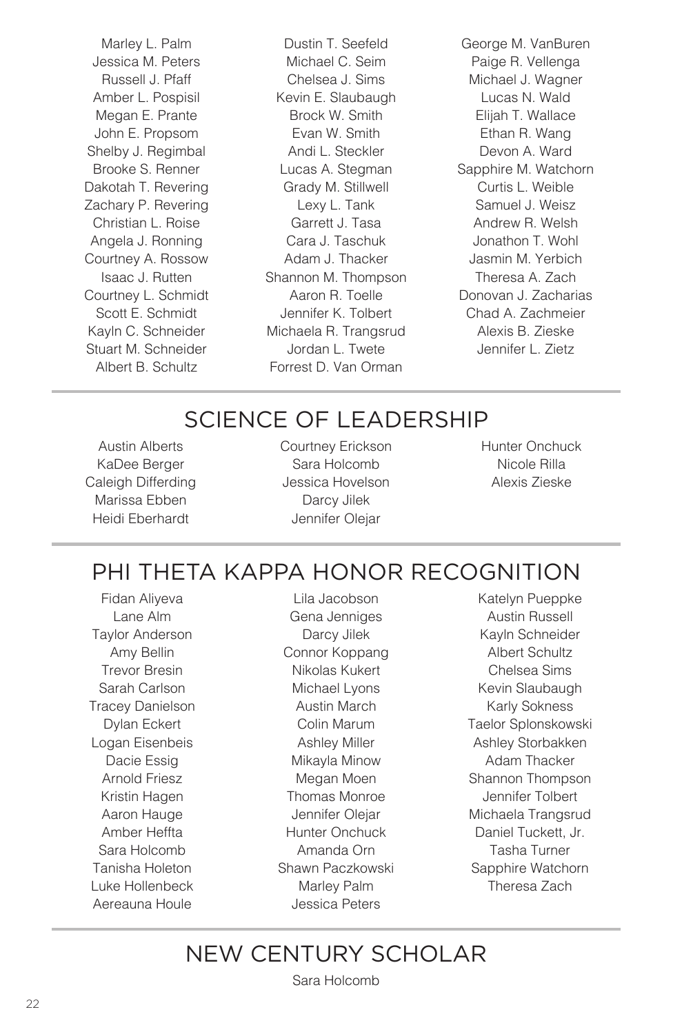Marley L. Palm
Jessica M. Peters
Russell J. Pfaff
Amber L. Pospisil
Megan E. Prante
John E. Propsom
Shelby J. Regimbal
Brooke S. Renner
Dakotah T. Revering
Zachary P. Revering
Christian L. Roise
Angela J. Ronning
Courtney A. Rossow
Isaac J. Rutten
Courtney L. Schmidt
Scott E. Schmidt
Kayln C. Schneider
Stuart M. Schneider
Albert B. Schultz
Dustin T. Seefeld
Michael C. Seim
Chelsea J. Sims
Kevin E. Slaubaugh
Brock W. Smith
Evan W. Smith
Andi L. Steckler
Lucas A. Stegman
Grady M. Stillwell
Lexy L. Tank
Garrett J. Tasa
Cara J. Taschuk
Adam J. Thacker
Shannon M. Thompson
Aaron R. Toelle
Jennifer K. Tolbert
Michaela R. Trangsrud
Jordan L. Twete
Forrest D. Van Orman
George M. VanBuren
Paige R. Vellenga
Michael J. Wagner
Lucas N. Wald
Elijah T. Wallace
Ethan R. Wang
Devon A. Ward
Sapphire M. Watchorn
Curtis L. Weible
Samuel J. Weisz
Andrew R. Welsh
Jonathon T. Wohl
Jasmin M. Yerbich
Theresa A. Zach
Donovan J. Zacharias
Chad A. Zachmeier
Alexis B. Zieske
Jennifer L. Zietz

## SCIENCE OF LEADERSHIP

Austin Alberts
KaDee Berger
Caleigh Differding
Marissa Ebben
Heidi Eberhardt
Courtney Erickson
Sara Holcomb
Jessica Hovelson
Darcy Jilek
Jennifer Olejar
Hunter Onchuck
Nicole Rilla
Alexis Zieske

## PHI THETA KAPPA HONOR RECOGNITION

Fidan Aliyeva
Lane Alm
Taylor Anderson
Amy Bellin
Trevor Bresin
Sarah Carlson
Tracey Danielson
Dylan Eckert
Logan Eisenbeis
Dacie Essig
Arnold Friesz
Kristin Hagen
Aaron Hauge
Amber Heffta
Sara Holcomb
Tanisha Holeton
Luke Hollenbeck
Aereauna Houle
Lila Jacobson
Gena Jenniges
Darcy Jilek
Connor Koppang
Nikolas Kukert
Michael Lyons
Austin March
Colin Marum
Ashley Miller
Mikayla Minow
Megan Moen
Thomas Monroe
Jennifer Olejar
Hunter Onchuck
Amanda Orn
Shawn Paczkowski
Marley Palm
Jessica Peters
Katelyn Pueppke
Austin Russell
Kayln Schneider
Albert Schultz
Chelsea Sims
Kevin Slaubaugh
Karly Sokness
Taelor Splonskowski
Ashley Storbakken
Adam Thacker
Shannon Thompson
Jennifer Tolbert
Michaela Trangsrud
Daniel Tuckett, Jr.
Tasha Turner
Sapphire Watchorn
Theresa Zach

## NEW CENTURY SCHOLAR

Sara Holcomb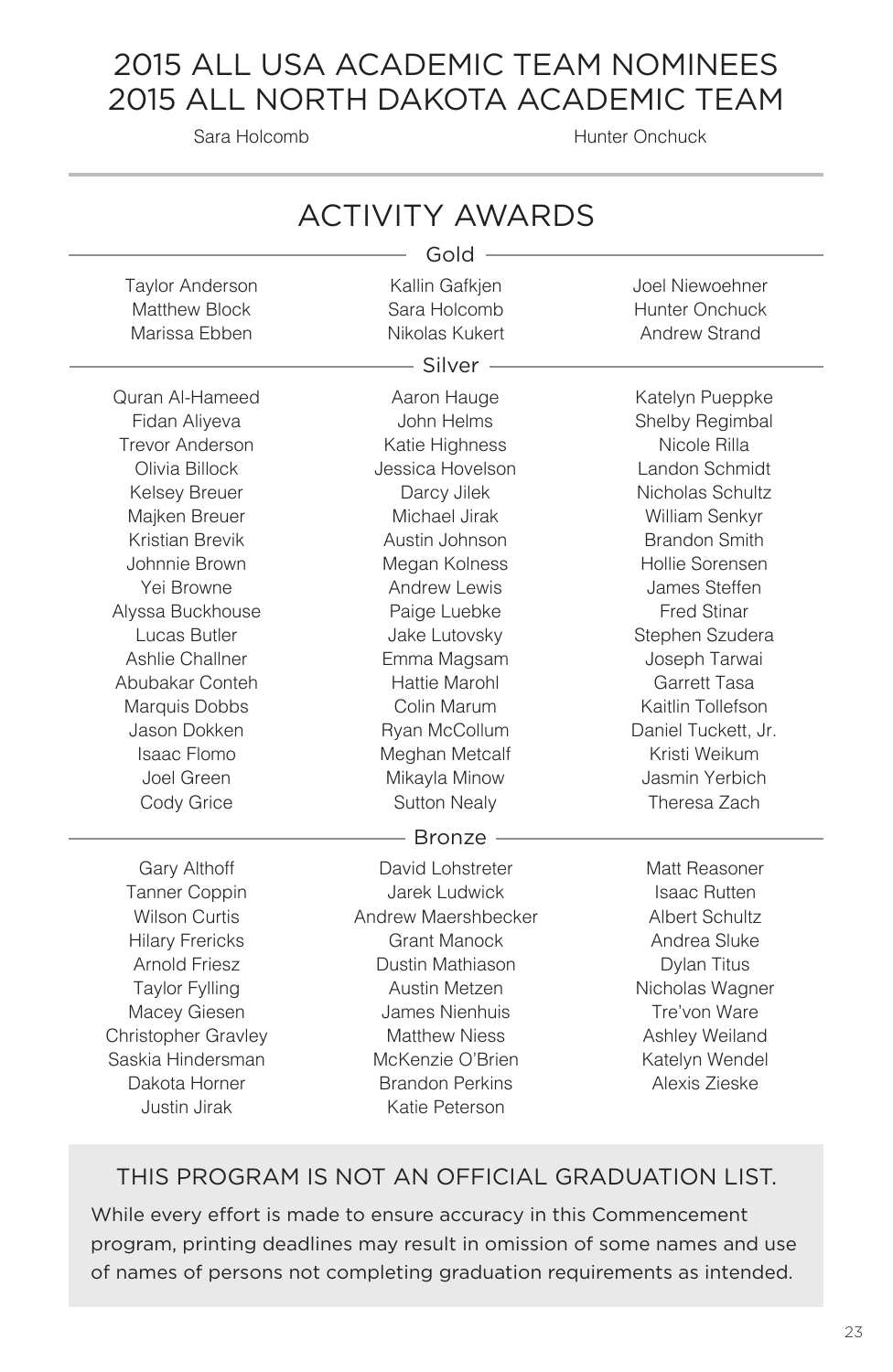# 2015 ALL USA ACADEMIC TEAM NOMINEES
# 2015 ALL NORTH DAKOTA ACADEMIC TEAM

Sara Holcomb

Hunter Onchuck

## ACTIVITY AWARDS

### Gold

Taylor Anderson
Matthew Block
Marissa Ebben
Kallin Gafkjen
Sara Holcomb
Nikolas Kukert
Joel Niewoehner
Hunter Onchuck
Andrew Strand

### Silver

Quran Al-Hameed
Fidan Aliyeva
Trevor Anderson
Olivia Billock
Kelsey Breuer
Majken Breuer
Kristian Brevik
Johnnie Brown
Yei Browne
Alyssa Buckhouse
Lucas Butler
Ashlie Challner
Abubakar Conteh
Marquis Dobbs
Jason Dokken
Isaac Flomo
Joel Green
Cody Grice
Aaron Hauge
John Helms
Katie Highness
Jessica Hovelson
Darcy Jilek
Michael Jirak
Austin Johnson
Megan Kolness
Andrew Lewis
Paige Luebke
Jake Lutovsky
Emma Magsam
Hattie Marohl
Colin Marum
Ryan McCollum
Meghan Metcalf
Mikayla Minow
Sutton Nealy
Katelyn Pueppke
Shelby Regimbal
Nicole Rilla
Landon Schmidt
Nicholas Schultz
William Senkyr
Brandon Smith
Hollie Sorensen
James Steffen
Fred Stinar
Stephen Szudera
Joseph Tarwai
Garrett Tasa
Kaitlin Tollefson
Daniel Tuckett, Jr.
Kristi Weikum
Jasmin Yerbich
Theresa Zach

### Bronze

Gary Althoff
Tanner Coppin
Wilson Curtis
Hilary Frericks
Arnold Friesz
Taylor Fylling
Macey Giesen
Christopher Gravley
Saskia Hindersman
Dakota Horner
Justin Jirak
David Lohstreter
Jarek Ludwick
Andrew Maershbecker
Grant Manock
Dustin Mathiason
Austin Metzen
James Nienhuis
Matthew Niess
McKenzie O'Brien
Brandon Perkins
Katie Peterson
Matt Reasoner
Isaac Rutten
Albert Schultz
Andrea Sluke
Dylan Titus
Nicholas Wagner
Tre'von Ware
Ashley Weiland
Katelyn Wendel
Alexis Zieske

## THIS PROGRAM IS NOT AN OFFICIAL GRADUATION LIST.

While every effort is made to ensure accuracy in this Commencement program, printing deadlines may result in omission of some names and use of names of persons not completing graduation requirements as intended.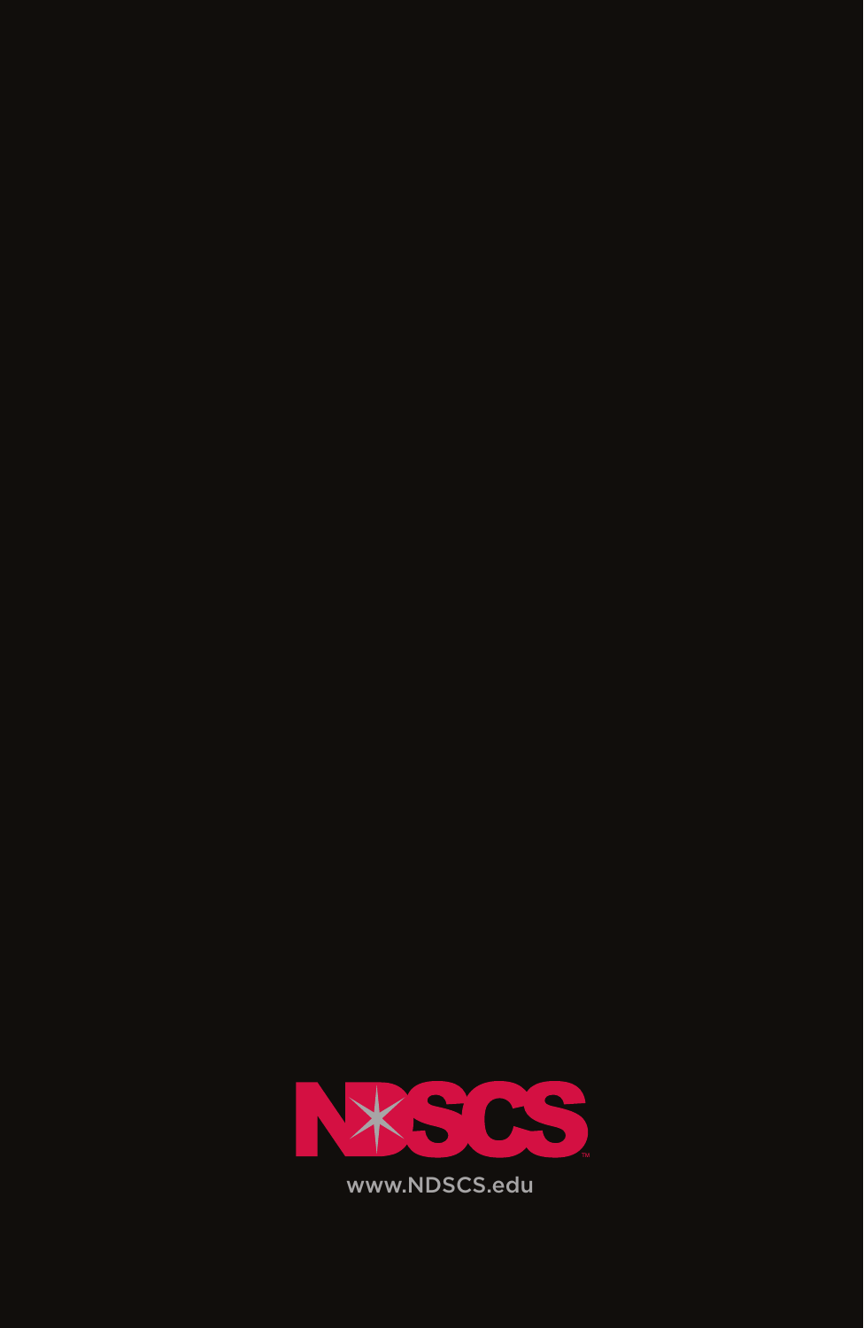NDSCS™

www.NDSCS.edu